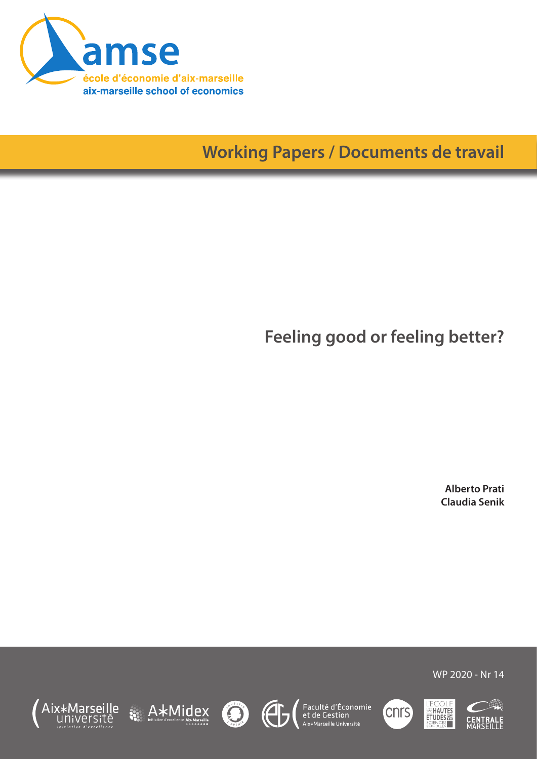amse

école d'économie d'aix-marseille

aix-marseille school of economics

Working Papers / Documents de travail

# Feeling good or feeling better?

**Alberto Prati**
**Claudia Senik**

WP 2020 - Nr 14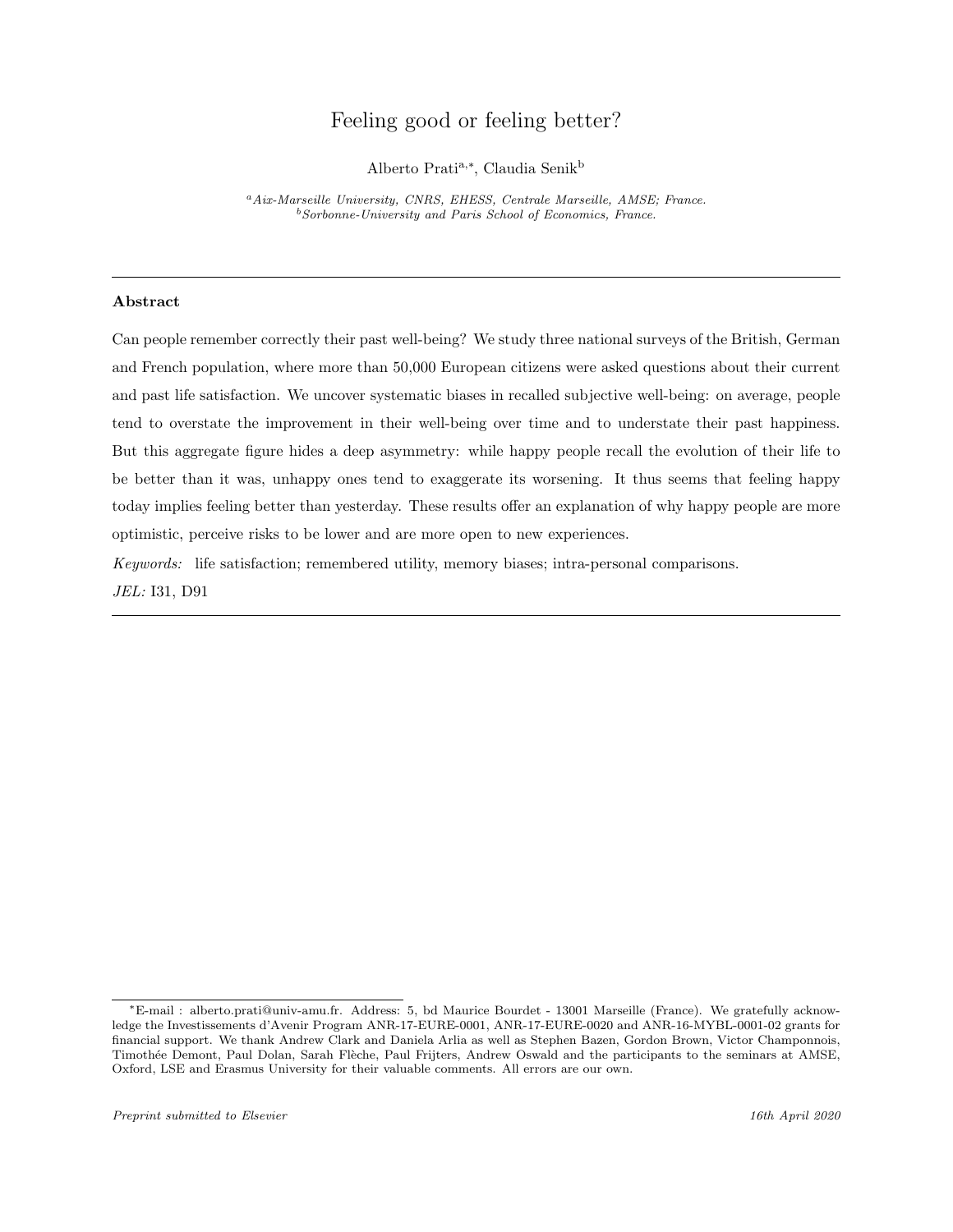# Feeling good or feeling better?

Alberto Prati[a,*], Claudia Senik[b]

[a] *Aix-Marseille University, CNRS, EHESS, Centrale Marseille, AMSE; France.*
[b] *Sorbonne-University and Paris School of Economics, France.*

---

### Abstract

Can people remember correctly their past well-being? We study three national surveys of the British, German and French population, where more than 50,000 European citizens were asked questions about their current and past life satisfaction. We uncover systematic biases in recalled subjective well-being: on average, people tend to overstate the improvement in their well-being over time and to understate their past happiness. But this aggregate figure hides a deep asymmetry: while happy people recall the evolution of their life to be better than it was, unhappy ones tend to exaggerate its worsening. It thus seems that feeling happy today implies feeling better than yesterday. These results offer an explanation of why happy people are more optimistic, perceive risks to be lower and are more open to new experiences.

*Keywords:* life satisfaction; remembered utility, memory biases; intra-personal comparisons.

*JEL:* I31, D91

---

[*] E-mail : alberto.prati@univ-amu.fr. Address: 5, bd Maurice Bourdet - 13001 Marseille (France). We gratefully acknowledge the Investissements d'Avenir Program ANR-17-EURE-0001, ANR-17-EURE-0020 and ANR-16-MYBL-0001-02 grants for financial support. We thank Andrew Clark and Daniela Arlia as well as Stephen Bazen, Gordon Brown, Victor Champonnois, Timothée Demont, Paul Dolan, Sarah Flèche, Paul Frijters, Andrew Oswald and the participants to the seminars at AMSE, Oxford, LSE and Erasmus University for their valuable comments. All errors are our own.

*Preprint submitted to Elsevier* *16th April 2020*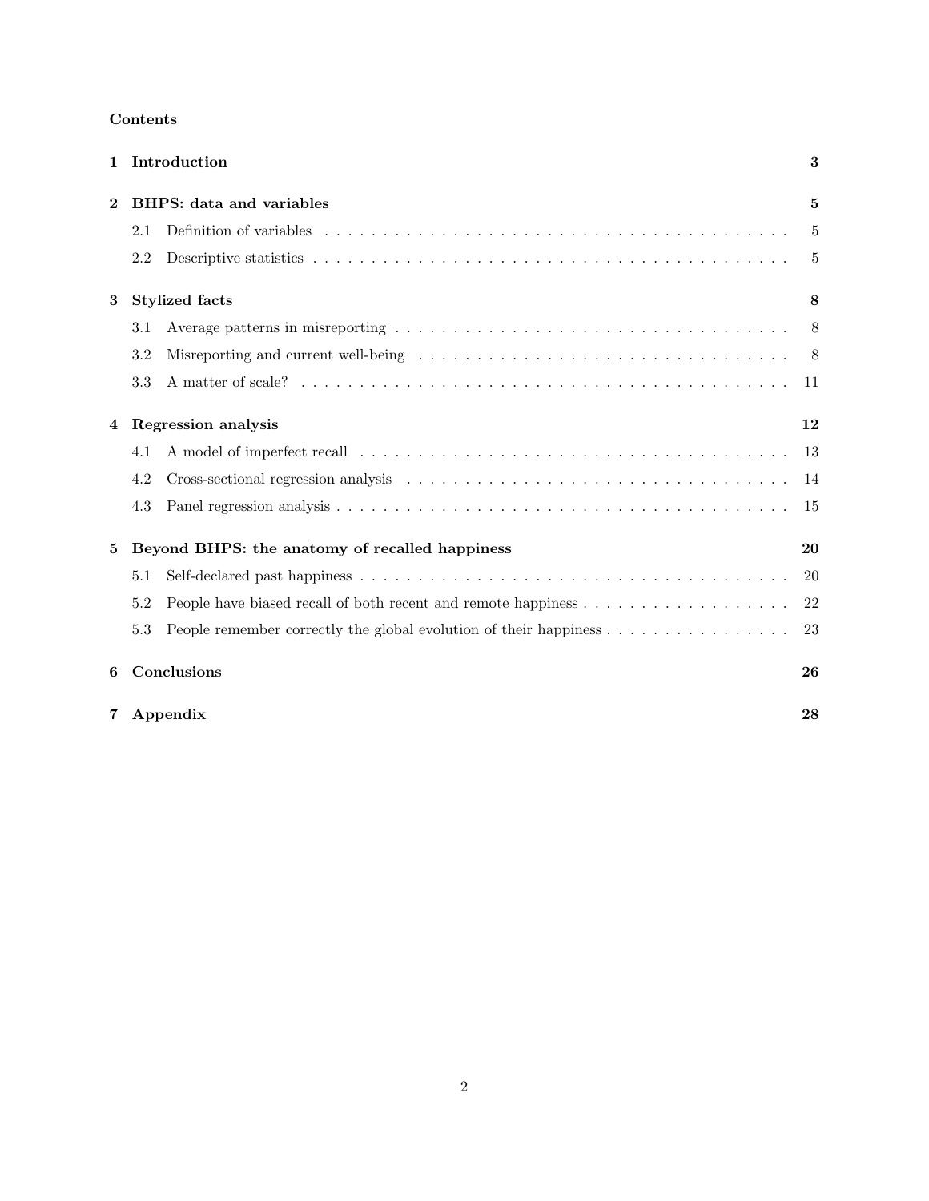**Contents**

| | | |
|---|---|---|
| **1** | **Introduction** | **3** |
| **2** | **BHPS: data and variables** | **5** |
| | 2.1 Definition of variables | 5 |
| | 2.2 Descriptive statistics | 5 |
| **3** | **Stylized facts** | **8** |
| | 3.1 Average patterns in misreporting | 8 |
| | 3.2 Misreporting and current well-being | 8 |
| | 3.3 A matter of scale? | 11 |
| **4** | **Regression analysis** | **12** |
| | 4.1 A model of imperfect recall | 13 |
| | 4.2 Cross-sectional regression analysis | 14 |
| | 4.3 Panel regression analysis | 15 |
| **5** | **Beyond BHPS: the anatomy of recalled happiness** | **20** |
| | 5.1 Self-declared past happiness | 20 |
| | 5.2 People have biased recall of both recent and remote happiness | 22 |
| | 5.3 People remember correctly the global evolution of their happiness | 23 |
| **6** | **Conclusions** | **26** |
| **7** | **Appendix** | **28** |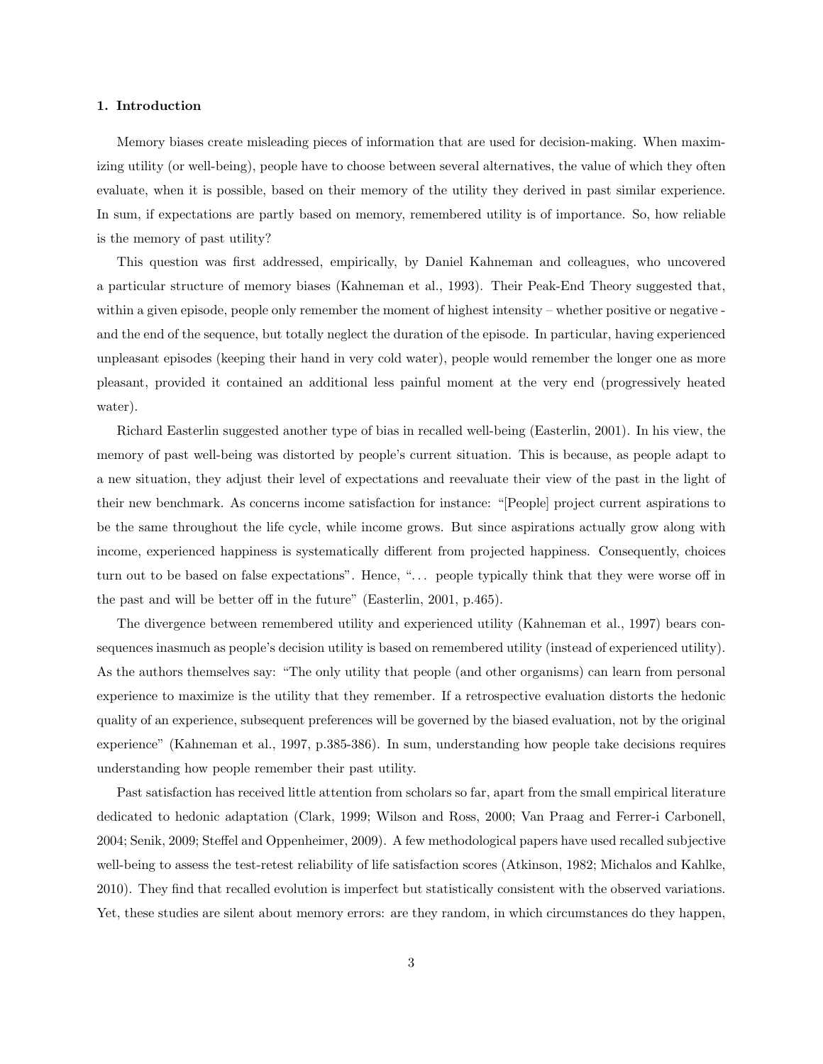## 1. Introduction

Memory biases create misleading pieces of information that are used for decision-making. When maximizing utility (or well-being), people have to choose between several alternatives, the value of which they often evaluate, when it is possible, based on their memory of the utility they derived in past similar experience. In sum, if expectations are partly based on memory, remembered utility is of importance. So, how reliable is the memory of past utility?

This question was first addressed, empirically, by Daniel Kahneman and colleagues, who uncovered a particular structure of memory biases (Kahneman et al., 1993). Their Peak-End Theory suggested that, within a given episode, people only remember the moment of highest intensity – whether positive or negative - and the end of the sequence, but totally neglect the duration of the episode. In particular, having experienced unpleasant episodes (keeping their hand in very cold water), people would remember the longer one as more pleasant, provided it contained an additional less painful moment at the very end (progressively heated water).

Richard Easterlin suggested another type of bias in recalled well-being (Easterlin, 2001). In his view, the memory of past well-being was distorted by people's current situation. This is because, as people adapt to a new situation, they adjust their level of expectations and reevaluate their view of the past in the light of their new benchmark. As concerns income satisfaction for instance: "[People] project current aspirations to be the same throughout the life cycle, while income grows. But since aspirations actually grow along with income, experienced happiness is systematically different from projected happiness. Consequently, choices turn out to be based on false expectations". Hence, "... people typically think that they were worse off in the past and will be better off in the future" (Easterlin, 2001, p.465).

The divergence between remembered utility and experienced utility (Kahneman et al., 1997) bears consequences inasmuch as people's decision utility is based on remembered utility (instead of experienced utility). As the authors themselves say: "The only utility that people (and other organisms) can learn from personal experience to maximize is the utility that they remember. If a retrospective evaluation distorts the hedonic quality of an experience, subsequent preferences will be governed by the biased evaluation, not by the original experience" (Kahneman et al., 1997, p.385-386). In sum, understanding how people take decisions requires understanding how people remember their past utility.

Past satisfaction has received little attention from scholars so far, apart from the small empirical literature dedicated to hedonic adaptation (Clark, 1999; Wilson and Ross, 2000; Van Praag and Ferrer-i Carbonell, 2004; Senik, 2009; Steffel and Oppenheimer, 2009). A few methodological papers have used recalled subjective well-being to assess the test-retest reliability of life satisfaction scores (Atkinson, 1982; Michalos and Kahlke, 2010). They find that recalled evolution is imperfect but statistically consistent with the observed variations. Yet, these studies are silent about memory errors: are they random, in which circumstances do they happen,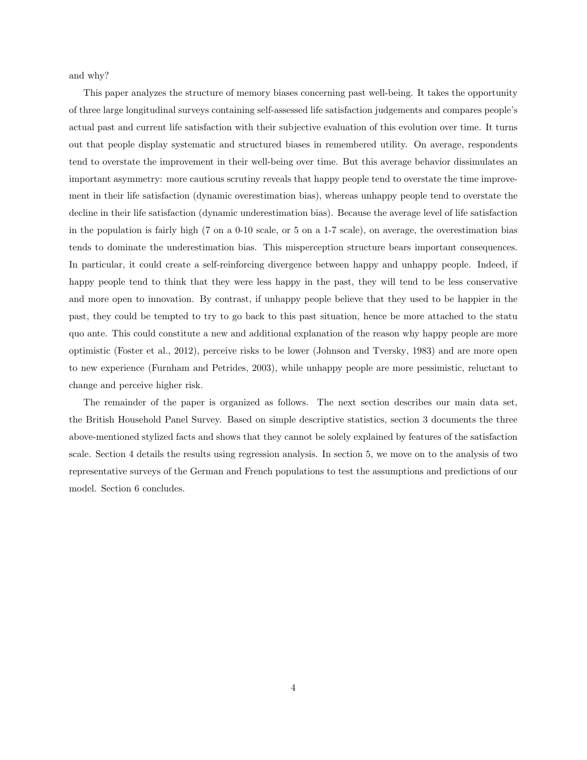and why?

This paper analyzes the structure of memory biases concerning past well-being. It takes the opportunity of three large longitudinal surveys containing self-assessed life satisfaction judgements and compares people's actual past and current life satisfaction with their subjective evaluation of this evolution over time. It turns out that people display systematic and structured biases in remembered utility. On average, respondents tend to overstate the improvement in their well-being over time. But this average behavior dissimulates an important asymmetry: more cautious scrutiny reveals that happy people tend to overstate the time improvement in their life satisfaction (dynamic overestimation bias), whereas unhappy people tend to overstate the decline in their life satisfaction (dynamic underestimation bias). Because the average level of life satisfaction in the population is fairly high (7 on a 0-10 scale, or 5 on a 1-7 scale), on average, the overestimation bias tends to dominate the underestimation bias. This misperception structure bears important consequences. In particular, it could create a self-reinforcing divergence between happy and unhappy people. Indeed, if happy people tend to think that they were less happy in the past, they will tend to be less conservative and more open to innovation. By contrast, if unhappy people believe that they used to be happier in the past, they could be tempted to try to go back to this past situation, hence be more attached to the statu quo ante. This could constitute a new and additional explanation of the reason why happy people are more optimistic (Foster et al., 2012), perceive risks to be lower (Johnson and Tversky, 1983) and are more open to new experience (Furnham and Petrides, 2003), while unhappy people are more pessimistic, reluctant to change and perceive higher risk.

The remainder of the paper is organized as follows. The next section describes our main data set, the British Household Panel Survey. Based on simple descriptive statistics, section 3 documents the three above-mentioned stylized facts and shows that they cannot be solely explained by features of the satisfaction scale. Section 4 details the results using regression analysis. In section 5, we move on to the analysis of two representative surveys of the German and French populations to test the assumptions and predictions of our model. Section 6 concludes.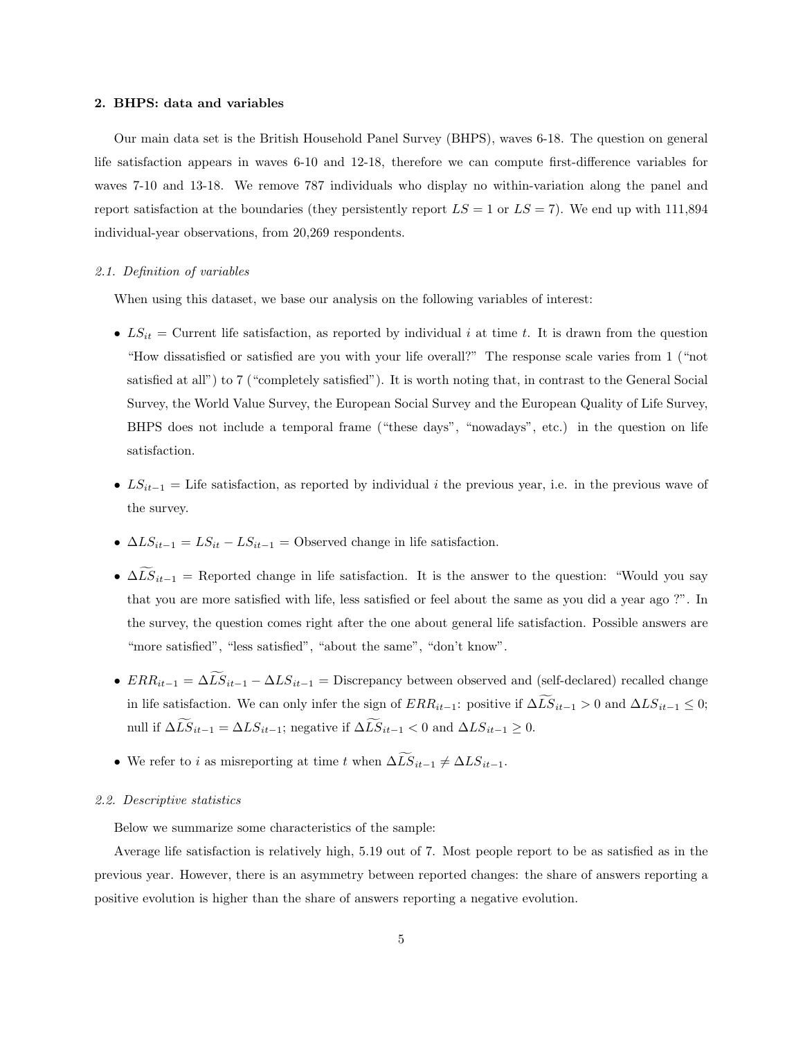## 2. BHPS: data and variables

Our main data set is the British Household Panel Survey (BHPS), waves 6-18. The question on general life satisfaction appears in waves 6-10 and 12-18, therefore we can compute first-difference variables for waves 7-10 and 13-18. We remove 787 individuals who display no within-variation along the panel and report satisfaction at the boundaries (they persistently report $LS = 1$ or $LS = 7$). We end up with 111,894 individual-year observations, from 20,269 respondents.

### *2.1. Definition of variables*

When using this dataset, we base our analysis on the following variables of interest:

- $LS_{it}$ = Current life satisfaction, as reported by individual $i$ at time $t$. It is drawn from the question "How dissatisfied or satisfied are you with your life overall?" The response scale varies from 1 ("not satisfied at all") to 7 ("completely satisfied"). It is worth noting that, in contrast to the General Social Survey, the World Value Survey, the European Social Survey and the European Quality of Life Survey, BHPS does not include a temporal frame ("these days", "nowadays", etc.) in the question on life satisfaction.
- $LS_{it-1}$ = Life satisfaction, as reported by individual $i$ the previous year, i.e. in the previous wave of the survey.
- $\Delta LS_{it-1} = LS_{it} - LS_{it-1}$ = Observed change in life satisfaction.
- $\Delta \widetilde{LS}_{it-1}$ = Reported change in life satisfaction. It is the answer to the question: "Would you say that you are more satisfied with life, less satisfied or feel about the same as you did a year ago ?". In the survey, the question comes right after the one about general life satisfaction. Possible answers are "more satisfied", "less satisfied", "about the same", "don't know".
- $ERR_{it-1} = \Delta \widetilde{LS}_{it-1} - \Delta LS_{it-1}$ = Discrepancy between observed and (self-declared) recalled change in life satisfaction. We can only infer the sign of $ERR_{it-1}$: positive if $\Delta \widetilde{LS}_{it-1} > 0$ and $\Delta LS_{it-1} \leq 0$; null if $\Delta \widetilde{LS}_{it-1} = \Delta LS_{it-1}$; negative if $\Delta \widetilde{LS}_{it-1} < 0$ and $\Delta LS_{it-1} \geq 0$.
- We refer to $i$ as misreporting at time $t$ when $\Delta \widetilde{LS}_{it-1} \neq \Delta LS_{it-1}$.

### *2.2. Descriptive statistics*

Below we summarize some characteristics of the sample:

Average life satisfaction is relatively high, 5.19 out of 7. Most people report to be as satisfied as in the previous year. However, there is an asymmetry between reported changes: the share of answers reporting a positive evolution is higher than the share of answers reporting a negative evolution.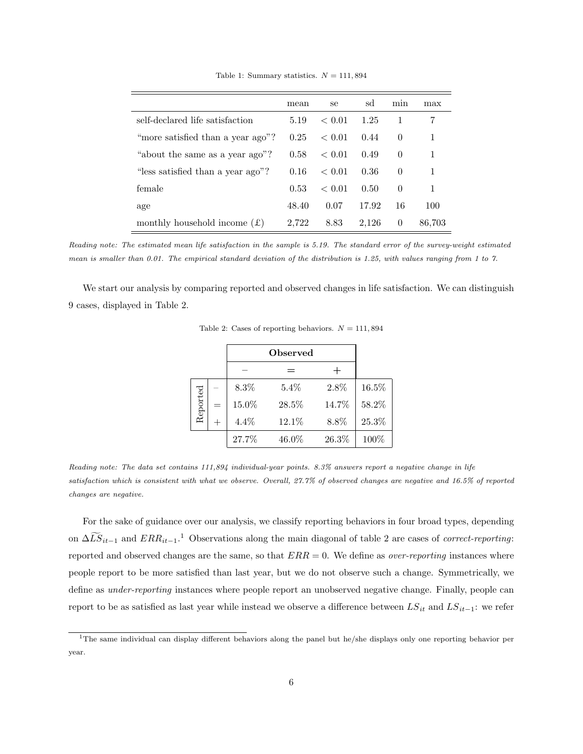Table 1: Summary statistics. $N = 111,894$

| | mean | se | sd | min | max |
|---|---|---|---|---|---|
| self-declared life satisfaction | 5.19 | $< 0.01$ | 1.25 | 1 | 7 |
| "more satisfied than a year ago"? | 0.25 | $< 0.01$ | 0.44 | 0 | 1 |
| "about the same as a year ago"? | 0.58 | $< 0.01$ | 0.49 | 0 | 1 |
| "less satisfied than a year ago"? | 0.16 | $< 0.01$ | 0.36 | 0 | 1 |
| female | 0.53 | $< 0.01$ | 0.50 | 0 | 1 |
| age | 48.40 | 0.07 | 17.92 | 16 | 100 |
| monthly household income (£) | 2,722 | 8.83 | 2,126 | 0 | 86,703 |

*Reading note: The estimated mean life satisfaction in the sample is 5.19. The standard error of the survey-weight estimated mean is smaller than 0.01. The empirical standard deviation of the distribution is 1.25, with values ranging from 1 to 7.*

We start our analysis by comparing reported and observed changes in life satisfaction. We can distinguish 9 cases, displayed in Table 2.

Table 2: Cases of reporting behaviors. $N = 111,894$

| | | **Observed** | | | |
|---|---|---|---|---|---|
| | | $-$ | $=$ | $+$ | |
| Reported | $-$ | 8.3% | 5.4% | 2.8% | 16.5% |
| | $=$ | 15.0% | 28.5% | 14.7% | 58.2% |
| | $+$ | 4.4% | 12.1% | 8.8% | 25.3% |
| | | 27.7% | 46.0% | 26.3% | 100% |

*Reading note: The data set contains 111,894 individual-year points. 8.3% answers report a negative change in life satisfaction which is consistent with what we observe. Overall, 27.7% of observed changes are negative and 16.5% of reported changes are negative.*

For the sake of guidance over our analysis, we classify reporting behaviors in four broad types, depending on $\Delta\widetilde{LS}_{it-1}$ and $ERR_{it-1}$.[1] Observations along the main diagonal of table 2 are cases of *correct-reporting*: reported and observed changes are the same, so that $ERR = 0$. We define as *over-reporting* instances where people report to be more satisfied than last year, but we do not observe such a change. Symmetrically, we define as *under-reporting* instances where people report an unobserved negative change. Finally, people can report to be as satisfied as last year while instead we observe a difference between $LS_{it}$ and $LS_{it-1}$: we refer

[1] The same individual can display different behaviors along the panel but he/she displays only one reporting behavior per year.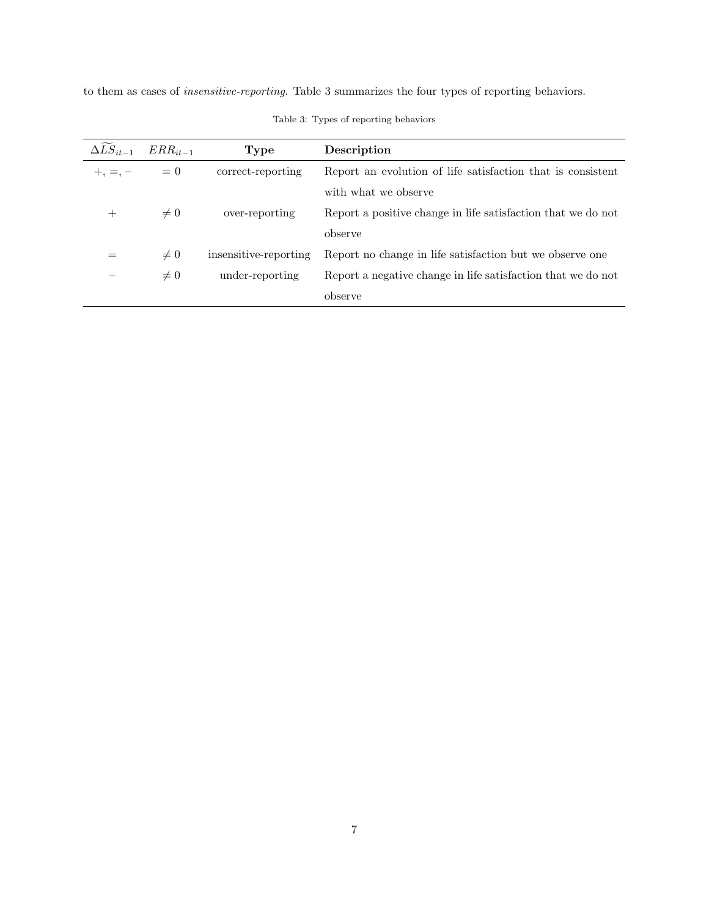to them as cases of *insensitive-reporting*. Table 3 summarizes the four types of reporting behaviors.

Table 3: Types of reporting behaviors

| $\Delta\widetilde{LS}_{it-1}$ | $ERR_{it-1}$ | **Type** | **Description** |
|---|---|---|---|
| $+, =, -$ | $= 0$ | correct-reporting | Report an evolution of life satisfaction that is consistent with what we observe |
| $+$ | $\neq 0$ | over-reporting | Report a positive change in life satisfaction that we do not observe |
| $=$ | $\neq 0$ | insensitive-reporting | Report no change in life satisfaction but we observe one |
| $-$ | $\neq 0$ | under-reporting | Report a negative change in life satisfaction that we do not observe |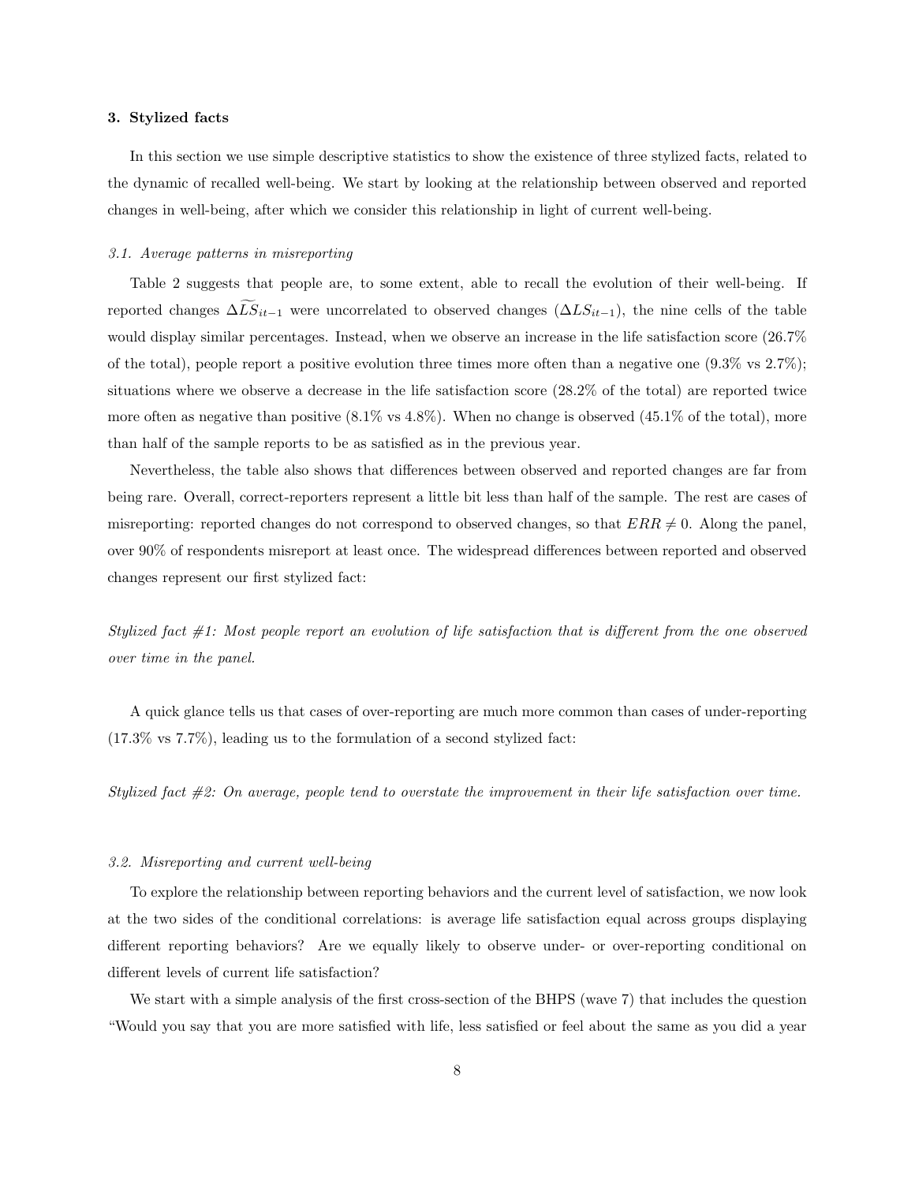### 3. Stylized facts

In this section we use simple descriptive statistics to show the existence of three stylized facts, related to the dynamic of recalled well-being. We start by looking at the relationship between observed and reported changes in well-being, after which we consider this relationship in light of current well-being.

#### *3.1. Average patterns in misreporting*

Table 2 suggests that people are, to some extent, able to recall the evolution of their well-being. If reported changes $\Delta\widetilde{LS}_{it-1}$ were uncorrelated to observed changes ($\Delta LS_{it-1}$), the nine cells of the table would display similar percentages. Instead, when we observe an increase in the life satisfaction score (26.7% of the total), people report a positive evolution three times more often than a negative one (9.3% vs 2.7%); situations where we observe a decrease in the life satisfaction score (28.2% of the total) are reported twice more often as negative than positive (8.1% vs 4.8%). When no change is observed (45.1% of the total), more than half of the sample reports to be as satisfied as in the previous year.

Nevertheless, the table also shows that differences between observed and reported changes are far from being rare. Overall, correct-reporters represent a little bit less than half of the sample. The rest are cases of misreporting: reported changes do not correspond to observed changes, so that $ERR \neq 0$. Along the panel, over 90% of respondents misreport at least once. The widespread differences between reported and observed changes represent our first stylized fact:

*Stylized fact #1: Most people report an evolution of life satisfaction that is different from the one observed over time in the panel.*

A quick glance tells us that cases of over-reporting are much more common than cases of under-reporting (17.3% vs 7.7%), leading us to the formulation of a second stylized fact:

*Stylized fact #2: On average, people tend to overstate the improvement in their life satisfaction over time.*

#### *3.2. Misreporting and current well-being*

To explore the relationship between reporting behaviors and the current level of satisfaction, we now look at the two sides of the conditional correlations: is average life satisfaction equal across groups displaying different reporting behaviors? Are we equally likely to observe under- or over-reporting conditional on different levels of current life satisfaction?

We start with a simple analysis of the first cross-section of the BHPS (wave 7) that includes the question "Would you say that you are more satisfied with life, less satisfied or feel about the same as you did a year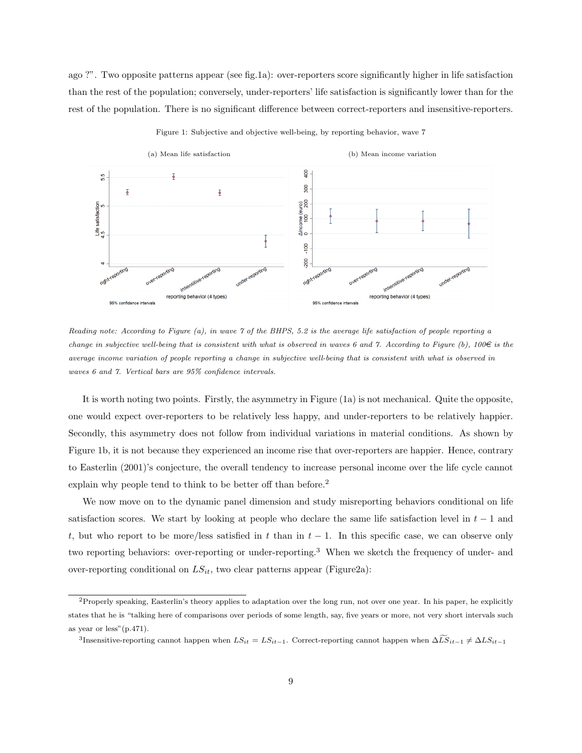ago ?". Two opposite patterns appear (see fig.1a): over-reporters score significantly higher in life satisfaction than the rest of the population; conversely, under-reporters' life satisfaction is significantly lower than for the rest of the population. There is no significant difference between correct-reporters and insensitive-reporters.

Figure 1: Subjective and objective well-being, by reporting behavior, wave 7

(a) Mean life satisfaction

(b) Mean income variation

*Reading note: According to Figure (a), in wave 7 of the BHPS, 5.2 is the average life satisfaction of people reporting a change in subjective well-being that is consistent with what is observed in waves 6 and 7. According to Figure (b), 100€ is the average income variation of people reporting a change in subjective well-being that is consistent with what is observed in waves 6 and 7. Vertical bars are 95% confidence intervals.*

It is worth noting two points. Firstly, the asymmetry in Figure (1a) is not mechanical. Quite the opposite, one would expect over-reporters to be relatively less happy, and under-reporters to be relatively happier. Secondly, this asymmetry does not follow from individual variations in material conditions. As shown by Figure 1b, it is not because they experienced an income rise that over-reporters are happier. Hence, contrary to Easterlin (2001)'s conjecture, the overall tendency to increase personal income over the life cycle cannot explain why people tend to think to be better off than before.[2]

We now move on to the dynamic panel dimension and study misreporting behaviors conditional on life satisfaction scores. We start by looking at people who declare the same life satisfaction level in $t-1$ and $t$, but who report to be more/less satisfied in $t$ than in $t-1$. In this specific case, we can observe only two reporting behaviors: over-reporting or under-reporting.[3] When we sketch the frequency of under- and over-reporting conditional on $LS_{it}$, two clear patterns appear (Figure2a):

[2]Properly speaking, Easterlin's theory applies to adaptation over the long run, not over one year. In his paper, he explicitly states that he is "talking here of comparisons over periods of some length, say, five years or more, not very short intervals such as year or less"(p.471).

[3]Insensitive-reporting cannot happen when $LS_{it} = LS_{it-1}$. Correct-reporting cannot happen when $\Delta\widetilde{LS}_{it-1} \neq \Delta LS_{it-1}$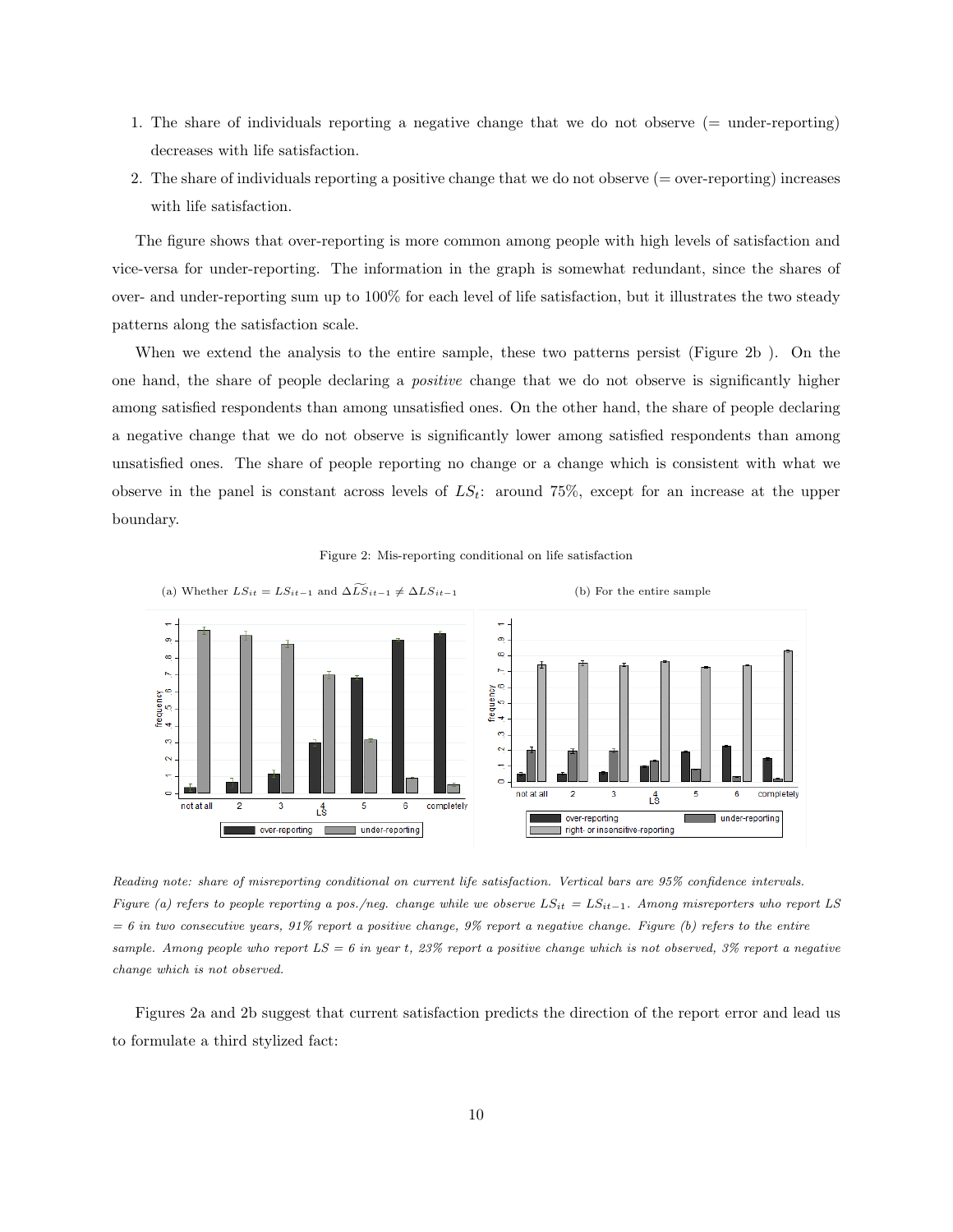1. The share of individuals reporting a negative change that we do not observe (= under-reporting) decreases with life satisfaction.
2. The share of individuals reporting a positive change that we do not observe (= over-reporting) increases with life satisfaction.

The figure shows that over-reporting is more common among people with high levels of satisfaction and vice-versa for under-reporting. The information in the graph is somewhat redundant, since the shares of over- and under-reporting sum up to 100% for each level of life satisfaction, but it illustrates the two steady patterns along the satisfaction scale.

When we extend the analysis to the entire sample, these two patterns persist (Figure 2b ). On the one hand, the share of people declaring a *positive* change that we do not observe is significantly higher among satisfied respondents than among unsatisfied ones. On the other hand, the share of people declaring a negative change that we do not observe is significantly lower among satisfied respondents than among unsatisfied ones. The share of people reporting no change or a change which is consistent with what we observe in the panel is constant across levels of $LS_t$: around 75%, except for an increase at the upper boundary.

Figure 2: Mis-reporting conditional on life satisfaction

(a) Whether $LS_{it} = LS_{it-1}$ and $\widetilde{\Delta LS}_{it-1} \neq \Delta LS_{it-1}$

(b) For the entire sample

*Reading note: share of misreporting conditional on current life satisfaction. Vertical bars are 95% confidence intervals. Figure (a) refers to people reporting a pos./neg. change while we observe $LS_{it} = LS_{it-1}$. Among misreporters who report LS = 6 in two consecutive years, 91% report a positive change, 9% report a negative change. Figure (b) refers to the entire sample. Among people who report LS = 6 in year t, 23% report a positive change which is not observed, 3% report a negative change which is not observed.*

Figures 2a and 2b suggest that current satisfaction predicts the direction of the report error and lead us to formulate a third stylized fact: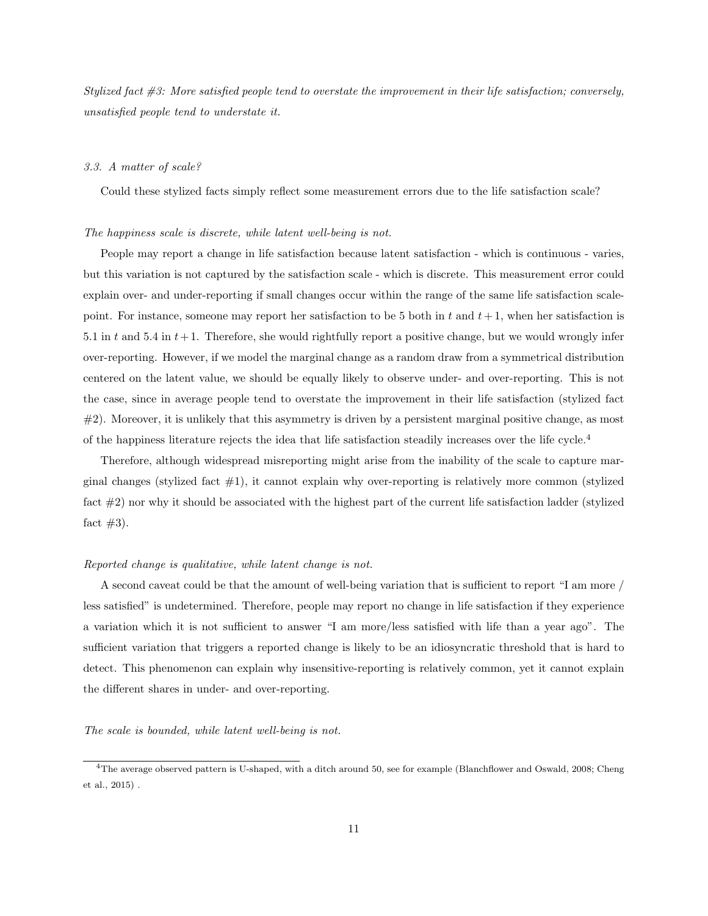*Stylized fact #3: More satisfied people tend to overstate the improvement in their life satisfaction; conversely, unsatisfied people tend to understate it.*

### 3.3. A matter of scale?

Could these stylized facts simply reflect some measurement errors due to the life satisfaction scale?

*The happiness scale is discrete, while latent well-being is not.*

People may report a change in life satisfaction because latent satisfaction - which is continuous - varies, but this variation is not captured by the satisfaction scale - which is discrete. This measurement error could explain over- and under-reporting if small changes occur within the range of the same life satisfaction scale-point. For instance, someone may report her satisfaction to be 5 both in $t$ and $t+1$, when her satisfaction is 5.1 in $t$ and 5.4 in $t+1$. Therefore, she would rightfully report a positive change, but we would wrongly infer over-reporting. However, if we model the marginal change as a random draw from a symmetrical distribution centered on the latent value, we should be equally likely to observe under- and over-reporting. This is not the case, since in average people tend to overstate the improvement in their life satisfaction (stylized fact #2). Moreover, it is unlikely that this asymmetry is driven by a persistent marginal positive change, as most of the happiness literature rejects the idea that life satisfaction steadily increases over the life cycle.[4]

Therefore, although widespread misreporting might arise from the inability of the scale to capture marginal changes (stylized fact #1), it cannot explain why over-reporting is relatively more common (stylized fact #2) nor why it should be associated with the highest part of the current life satisfaction ladder (stylized fact #3).

*Reported change is qualitative, while latent change is not.*

A second caveat could be that the amount of well-being variation that is sufficient to report "I am more / less satisfied" is undetermined. Therefore, people may report no change in life satisfaction if they experience a variation which it is not sufficient to answer "I am more/less satisfied with life than a year ago". The sufficient variation that triggers a reported change is likely to be an idiosyncratic threshold that is hard to detect. This phenomenon can explain why insensitive-reporting is relatively common, yet it cannot explain the different shares in under- and over-reporting.

*The scale is bounded, while latent well-being is not.*

[4] The average observed pattern is U-shaped, with a ditch around 50, see for example (Blanchflower and Oswald, 2008; Cheng et al., 2015) .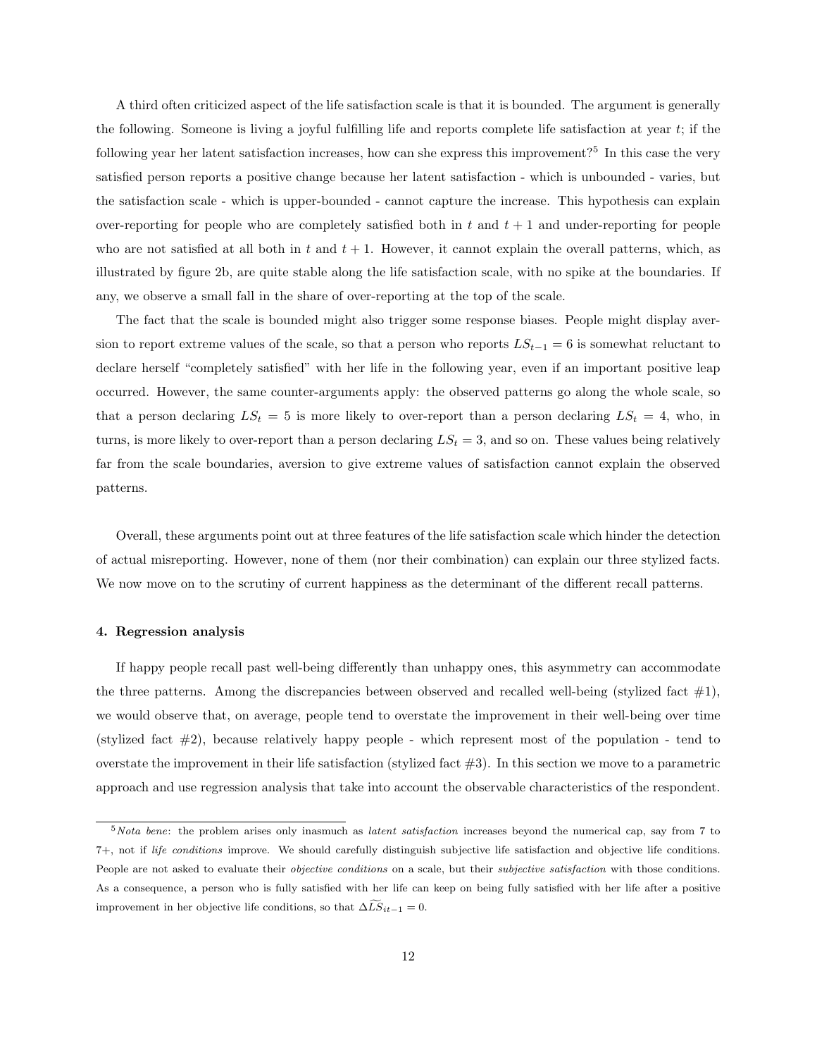A third often criticized aspect of the life satisfaction scale is that it is bounded. The argument is generally the following. Someone is living a joyful fulfilling life and reports complete life satisfaction at year $t$; if the following year her latent satisfaction increases, how can she express this improvement?[5] In this case the very satisfied person reports a positive change because her latent satisfaction - which is unbounded - varies, but the satisfaction scale - which is upper-bounded - cannot capture the increase. This hypothesis can explain over-reporting for people who are completely satisfied both in $t$ and $t+1$ and under-reporting for people who are not satisfied at all both in $t$ and $t+1$. However, it cannot explain the overall patterns, which, as illustrated by figure 2b, are quite stable along the life satisfaction scale, with no spike at the boundaries. If any, we observe a small fall in the share of over-reporting at the top of the scale.

The fact that the scale is bounded might also trigger some response biases. People might display aversion to report extreme values of the scale, so that a person who reports $LS_{t-1} = 6$ is somewhat reluctant to declare herself "completely satisfied" with her life in the following year, even if an important positive leap occurred. However, the same counter-arguments apply: the observed patterns go along the whole scale, so that a person declaring $LS_t = 5$ is more likely to over-report than a person declaring $LS_t = 4$, who, in turns, is more likely to over-report than a person declaring $LS_t = 3$, and so on. These values being relatively far from the scale boundaries, aversion to give extreme values of satisfaction cannot explain the observed patterns.

Overall, these arguments point out at three features of the life satisfaction scale which hinder the detection of actual misreporting. However, none of them (nor their combination) can explain our three stylized facts. We now move on to the scrutiny of current happiness as the determinant of the different recall patterns.

#### 4. Regression analysis

If happy people recall past well-being differently than unhappy ones, this asymmetry can accommodate the three patterns. Among the discrepancies between observed and recalled well-being (stylized fact #1), we would observe that, on average, people tend to overstate the improvement in their well-being over time (stylized fact #2), because relatively happy people - which represent most of the population - tend to overstate the improvement in their life satisfaction (stylized fact #3). In this section we move to a parametric approach and use regression analysis that take into account the observable characteristics of the respondent.

---

[5] *Nota bene*: the problem arises only inasmuch as *latent satisfaction* increases beyond the numerical cap, say from 7 to 7+, not if *life conditions* improve. We should carefully distinguish subjective life satisfaction and objective life conditions. People are not asked to evaluate their *objective conditions* on a scale, but their *subjective satisfaction* with those conditions. As a consequence, a person who is fully satisfied with her life can keep on being fully satisfied with her life after a positive improvement in her objective life conditions, so that $\Delta\widehat{LS}_{it-1} = 0$.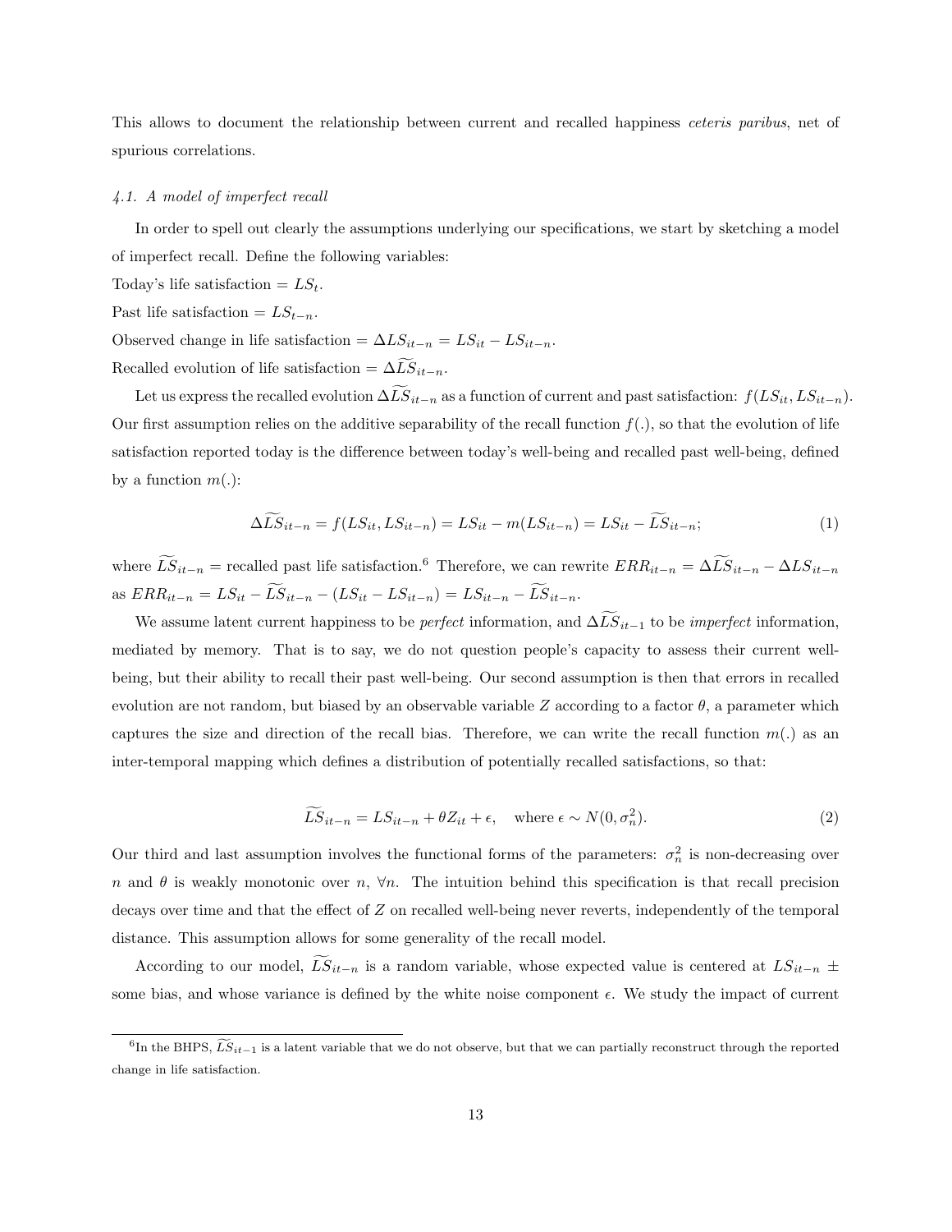This allows to document the relationship between current and recalled happiness *ceteris paribus*, net of spurious correlations.

### *4.1. A model of imperfect recall*

In order to spell out clearly the assumptions underlying our specifications, we start by sketching a model of imperfect recall. Define the following variables:

Today's life satisfaction = $LS_t$.

Past life satisfaction = $LS_{t-n}$.

Observed change in life satisfaction = $\Delta LS_{it-n} = LS_{it} - LS_{it-n}$.

Recalled evolution of life satisfaction = $\Delta\widetilde{LS}_{it-n}$.

Let us express the recalled evolution $\Delta\widetilde{LS}_{it-n}$ as a function of current and past satisfaction: $f(LS_{it}, LS_{it-n})$. Our first assumption relies on the additive separability of the recall function $f(.)$, so that the evolution of life satisfaction reported today is the difference between today's well-being and recalled past well-being, defined by a function $m(.)$:

$$\Delta\widetilde{LS}_{it-n} = f(LS_{it}, LS_{it-n}) = LS_{it} - m(LS_{it-n}) = LS_{it} - \widetilde{LS}_{it-n}; \tag{1}$$

where $\widetilde{LS}_{it-n}$ = recalled past life satisfaction.[6] Therefore, we can rewrite $ERR_{it-n} = \Delta\widetilde{LS}_{it-n} - \Delta LS_{it-n}$ as $ERR_{it-n} = LS_{it} - \widetilde{LS}_{it-n} - (LS_{it} - LS_{it-n}) = LS_{it-n} - \widetilde{LS}_{it-n}$.

We assume latent current happiness to be *perfect* information, and $\Delta\widetilde{LS}_{it-1}$ to be *imperfect* information, mediated by memory. That is to say, we do not question people's capacity to assess their current well-being, but their ability to recall their past well-being. Our second assumption is then that errors in recalled evolution are not random, but biased by an observable variable $Z$ according to a factor $\theta$, a parameter which captures the size and direction of the recall bias. Therefore, we can write the recall function $m(.)$ as an inter-temporal mapping which defines a distribution of potentially recalled satisfactions, so that:

$$\widetilde{LS}_{it-n} = LS_{it-n} + \theta Z_{it} + \epsilon, \quad \text{where } \epsilon \sim N(0, \sigma_n^2). \tag{2}$$

Our third and last assumption involves the functional forms of the parameters: $\sigma_n^2$ is non-decreasing over $n$ and $\theta$ is weakly monotonic over $n$, $\forall n$. The intuition behind this specification is that recall precision decays over time and that the effect of $Z$ on recalled well-being never reverts, independently of the temporal distance. This assumption allows for some generality of the recall model.

According to our model, $\widetilde{LS}_{it-n}$ is a random variable, whose expected value is centered at $LS_{it-n} \pm$ some bias, and whose variance is defined by the white noise component $\epsilon$. We study the impact of current

[6] In the BHPS, $\widetilde{LS}_{it-1}$ is a latent variable that we do not observe, but that we can partially reconstruct through the reported change in life satisfaction.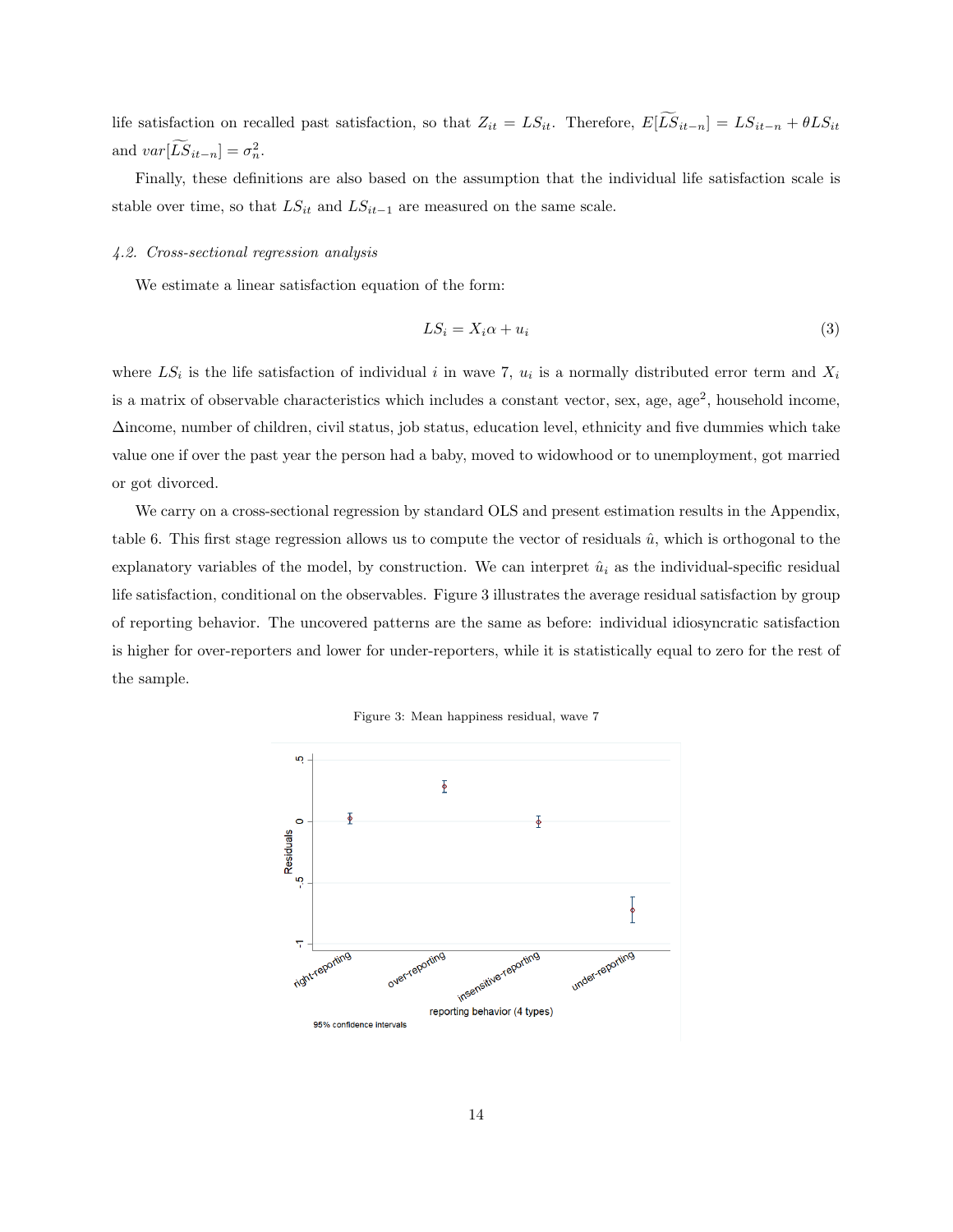life satisfaction on recalled past satisfaction, so that $Z_{it} = LS_{it}$. Therefore, $E[\widetilde{LS}_{it-n}] = LS_{it-n} + \theta LS_{it}$ and $var[\widetilde{LS}_{it-n}] = \sigma_n^2$.

Finally, these definitions are also based on the assumption that the individual life satisfaction scale is stable over time, so that $LS_{it}$ and $LS_{it-1}$ are measured on the same scale.

### *4.2. Cross-sectional regression analysis*

We estimate a linear satisfaction equation of the form:

$$LS_i = X_i \alpha + u_i \tag{3}$$

where $LS_i$ is the life satisfaction of individual $i$ in wave 7, $u_i$ is a normally distributed error term and $X_i$ is a matrix of observable characteristics which includes a constant vector, sex, age, age$^2$, household income, $\Delta$income, number of children, civil status, job status, education level, ethnicity and five dummies which take value one if over the past year the person had a baby, moved to widowhood or to unemployment, got married or got divorced.

We carry on a cross-sectional regression by standard OLS and present estimation results in the Appendix, table 6. This first stage regression allows us to compute the vector of residuals $\hat{u}$, which is orthogonal to the explanatory variables of the model, by construction. We can interpret $\hat{u}_i$ as the individual-specific residual life satisfaction, conditional on the observables. Figure 3 illustrates the average residual satisfaction by group of reporting behavior. The uncovered patterns are the same as before: individual idiosyncratic satisfaction is higher for over-reporters and lower for under-reporters, while it is statistically equal to zero for the rest of the sample.

Figure 3: Mean happiness residual, wave 7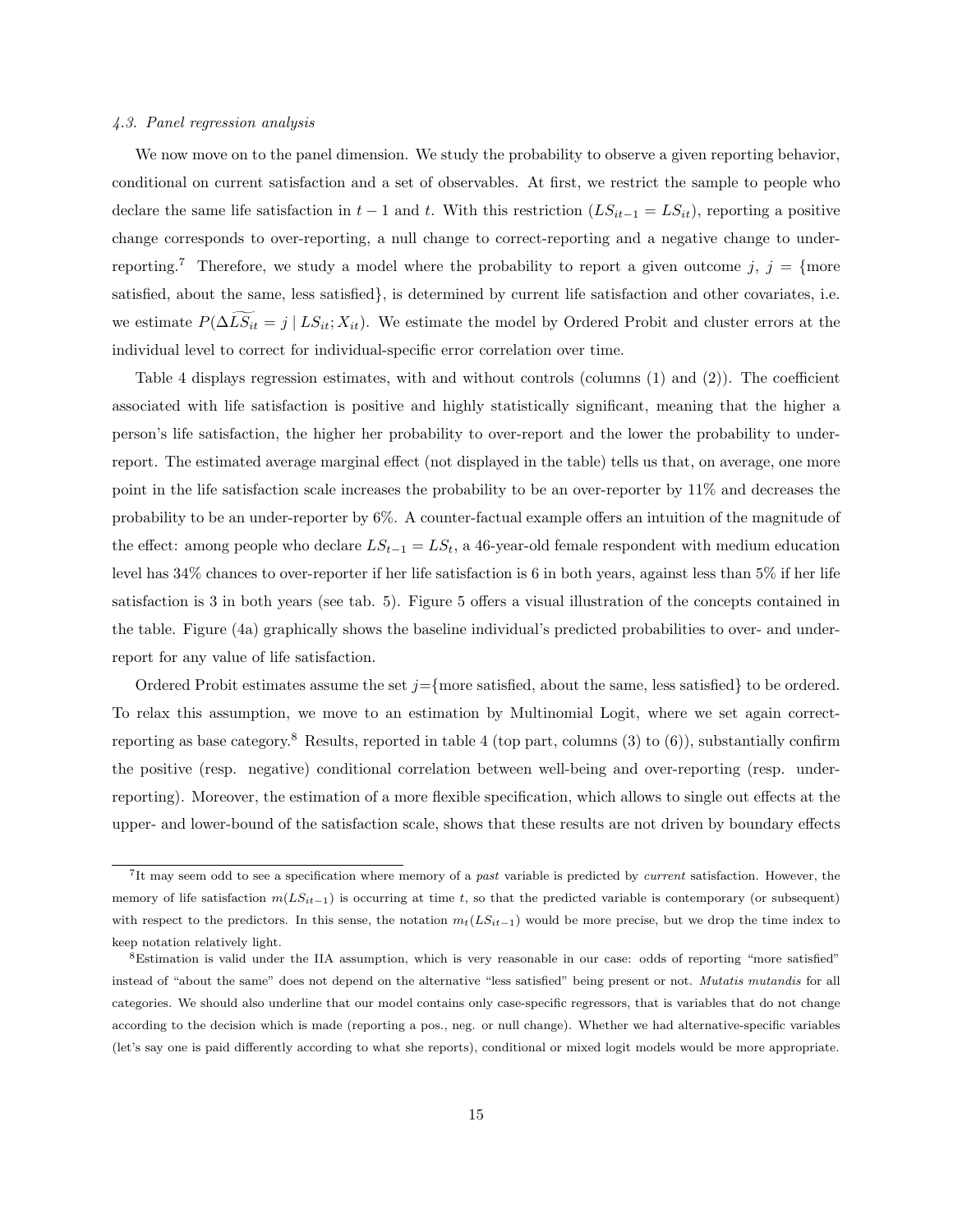### 4.3. Panel regression analysis

We now move on to the panel dimension. We study the probability to observe a given reporting behavior, conditional on current satisfaction and a set of observables. At first, we restrict the sample to people who declare the same life satisfaction in $t-1$ and $t$. With this restriction ($LS_{it-1} = LS_{it}$), reporting a positive change corresponds to over-reporting, a null change to correct-reporting and a negative change to under-reporting.[7] Therefore, we study a model where the probability to report a given outcome $j$, $j = \{$more satisfied, about the same, less satisfied$\}$, is determined by current life satisfaction and other covariates, i.e. we estimate $P(\Delta\widetilde{LS}_{it} = j \mid LS_{it}; X_{it})$. We estimate the model by Ordered Probit and cluster errors at the individual level to correct for individual-specific error correlation over time.

Table 4 displays regression estimates, with and without controls (columns (1) and (2)). The coefficient associated with life satisfaction is positive and highly statistically significant, meaning that the higher a person's life satisfaction, the higher her probability to over-report and the lower the probability to under-report. The estimated average marginal effect (not displayed in the table) tells us that, on average, one more point in the life satisfaction scale increases the probability to be an over-reporter by 11% and decreases the probability to be an under-reporter by 6%. A counter-factual example offers an intuition of the magnitude of the effect: among people who declare $LS_{t-1} = LS_t$, a 46-year-old female respondent with medium education level has 34% chances to over-reporter if her life satisfaction is 6 in both years, against less than 5% if her life satisfaction is 3 in both years (see tab. 5). Figure 5 offers a visual illustration of the concepts contained in the table. Figure (4a) graphically shows the baseline individual's predicted probabilities to over- and under-report for any value of life satisfaction.

Ordered Probit estimates assume the set $j$=$\{$more satisfied, about the same, less satisfied$\}$ to be ordered. To relax this assumption, we move to an estimation by Multinomial Logit, where we set again correct-reporting as base category.[8] Results, reported in table 4 (top part, columns (3) to (6)), substantially confirm the positive (resp. negative) conditional correlation between well-being and over-reporting (resp. under-reporting). Moreover, the estimation of a more flexible specification, which allows to single out effects at the upper- and lower-bound of the satisfaction scale, shows that these results are not driven by boundary effects

---

[7] It may seem odd to see a specification where memory of a *past* variable is predicted by *current* satisfaction. However, the memory of life satisfaction $m(LS_{it-1})$ is occurring at time $t$, so that the predicted variable is contemporary (or subsequent) with respect to the predictors. In this sense, the notation $m_t(LS_{it-1})$ would be more precise, but we drop the time index to keep notation relatively light.

[8] Estimation is valid under the IIA assumption, which is very reasonable in our case: odds of reporting "more satisfied" instead of "about the same" does not depend on the alternative "less satisfied" being present or not. *Mutatis mutandis* for all categories. We should also underline that our model contains only case-specific regressors, that is variables that do not change according to the decision which is made (reporting a pos., neg. or null change). Whether we had alternative-specific variables (let's say one is paid differently according to what she reports), conditional or mixed logit models would be more appropriate.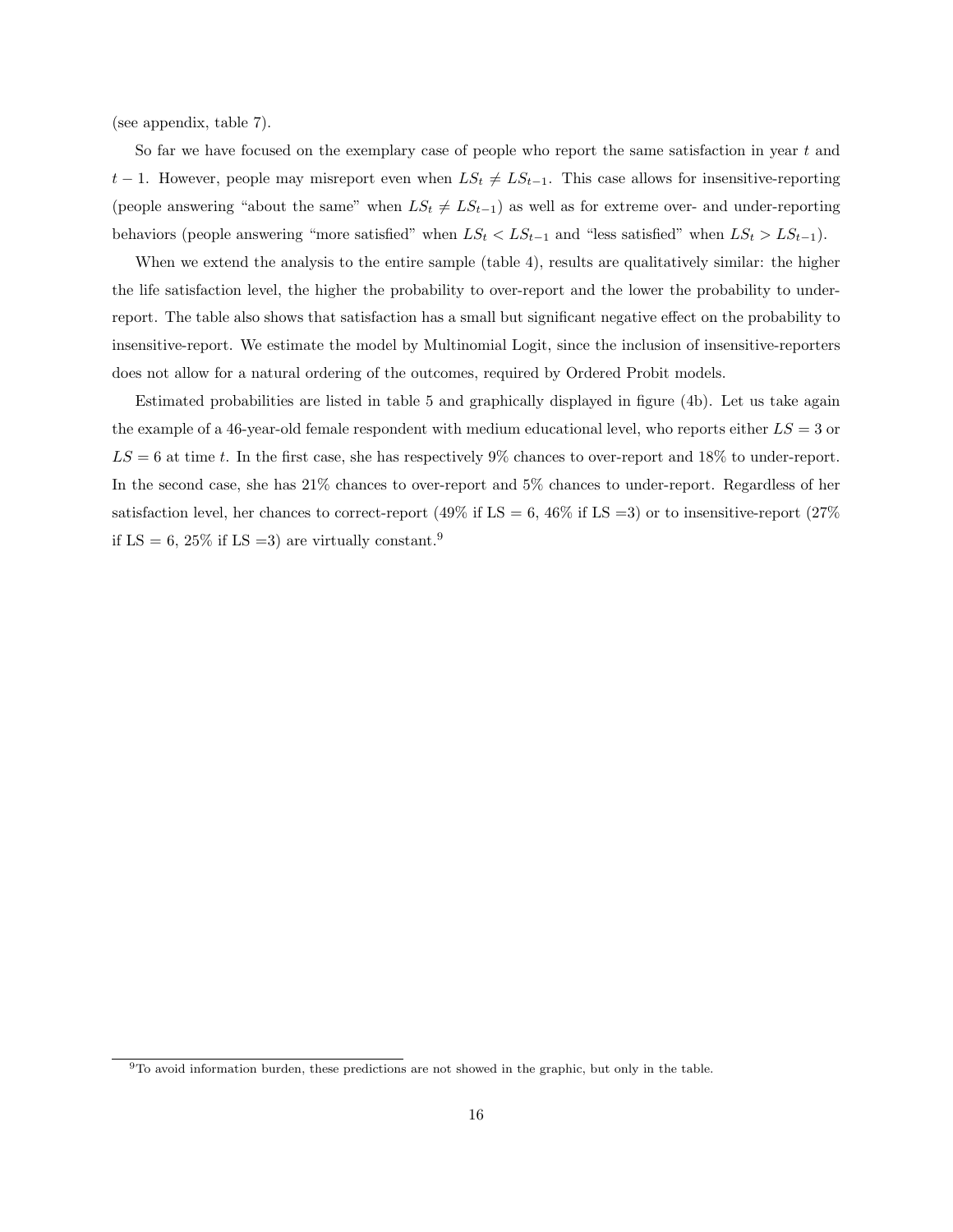(see appendix, table 7).

So far we have focused on the exemplary case of people who report the same satisfaction in year $t$ and $t-1$. However, people may misreport even when $LS_t \neq LS_{t-1}$. This case allows for insensitive-reporting (people answering "about the same" when $LS_t \neq LS_{t-1}$) as well as for extreme over- and under-reporting behaviors (people answering "more satisfied" when $LS_t < LS_{t-1}$ and "less satisfied" when $LS_t > LS_{t-1}$).

When we extend the analysis to the entire sample (table 4), results are qualitatively similar: the higher the life satisfaction level, the higher the probability to over-report and the lower the probability to under-report. The table also shows that satisfaction has a small but significant negative effect on the probability to insensitive-report. We estimate the model by Multinomial Logit, since the inclusion of insensitive-reporters does not allow for a natural ordering of the outcomes, required by Ordered Probit models.

Estimated probabilities are listed in table 5 and graphically displayed in figure (4b). Let us take again the example of a 46-year-old female respondent with medium educational level, who reports either $LS = 3$ or $LS = 6$ at time $t$. In the first case, she has respectively 9% chances to over-report and 18% to under-report. In the second case, she has 21% chances to over-report and 5% chances to under-report. Regardless of her satisfaction level, her chances to correct-report (49% if LS = 6, 46% if LS =3) or to insensitive-report (27% if LS = 6, 25% if LS =3) are virtually constant.[9]

[9] To avoid information burden, these predictions are not showed in the graphic, but only in the table.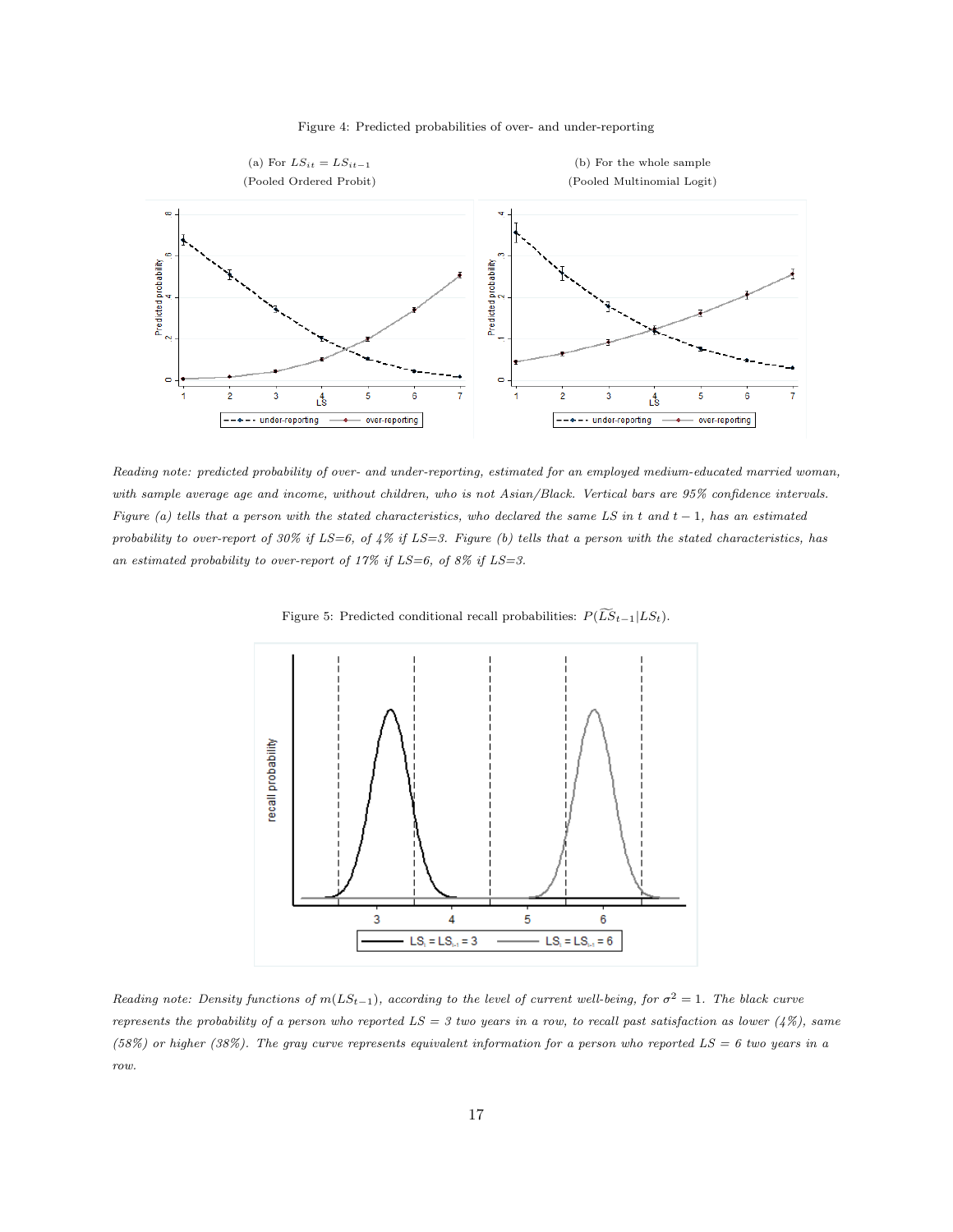Figure 4: Predicted probabilities of over- and under-reporting

(a) For $LS_{it} = LS_{it-1}$ (Pooled Ordered Probit)

(b) For the whole sample (Pooled Multinomial Logit)

*Reading note: predicted probability of over- and under-reporting, estimated for an employed medium-educated married woman, with sample average age and income, without children, who is not Asian/Black. Vertical bars are 95% confidence intervals. Figure (a) tells that a person with the stated characteristics, who declared the same LS in t and $t-1$, has an estimated probability to over-report of 30% if LS=6, of 4% if LS=3. Figure (b) tells that a person with the stated characteristics, has an estimated probability to over-report of 17% if LS=6, of 8% if LS=3.*

Figure 5: Predicted conditional recall probabilities: $P(\widetilde{LS}_{t-1}|LS_t)$.

*Reading note: Density functions of $m(LS_{t-1})$, according to the level of current well-being, for $\sigma^2 = 1$. The black curve represents the probability of a person who reported LS = 3 two years in a row, to recall past satisfaction as lower (4%), same (58%) or higher (38%). The gray curve represents equivalent information for a person who reported LS = 6 two years in a row.*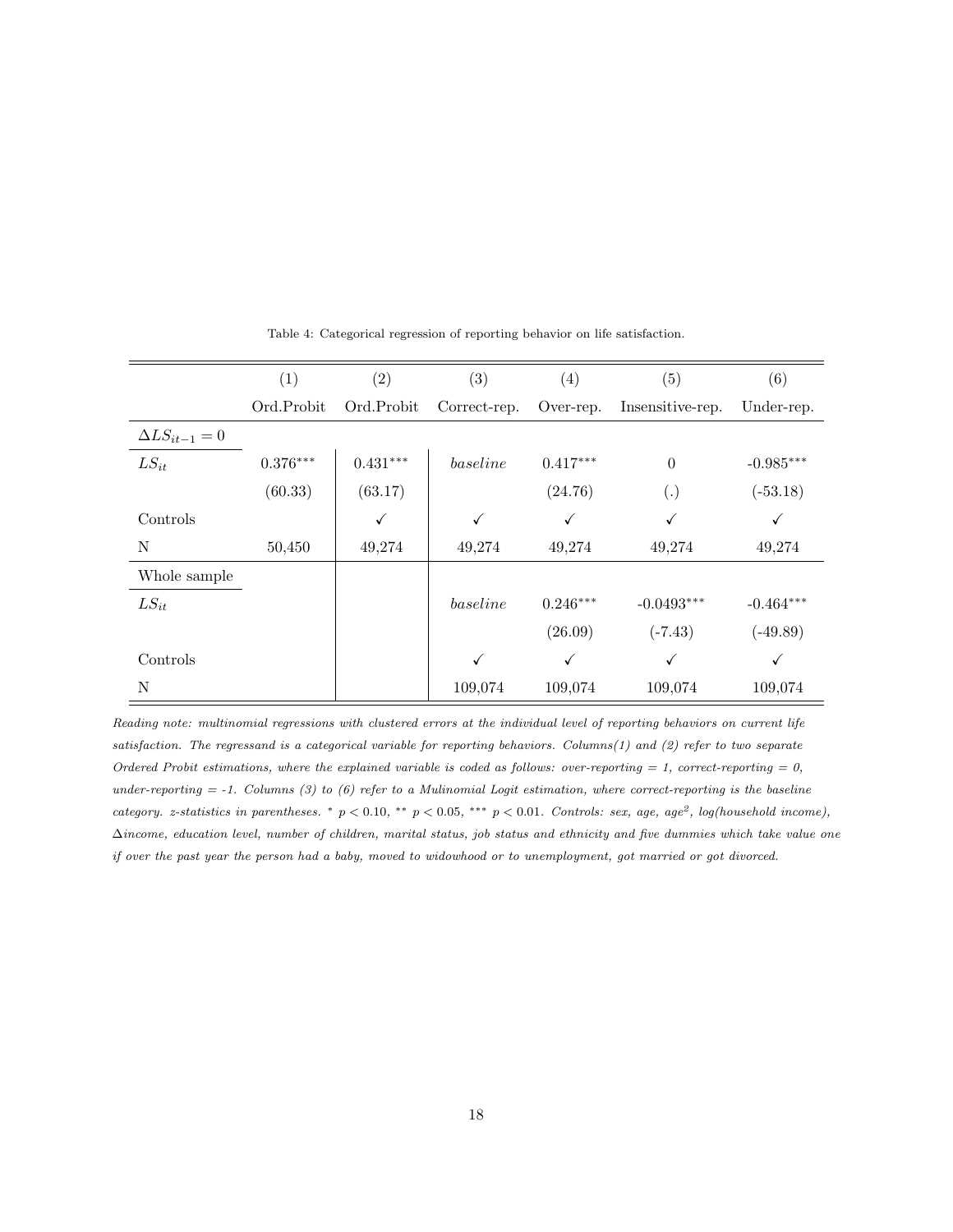Table 4: Categorical regression of reporting behavior on life satisfaction.

| | (1) | (2) | (3) | (4) | (5) | (6) |
|---|---|---|---|---|---|---|
| | Ord.Probit | Ord.Probit | Correct-rep. | Over-rep. | Insensitive-rep. | Under-rep. |
| $\Delta LS_{it-1} = 0$ | | | | | | |
| $LS_{it}$ | 0.376*** | 0.431*** | *baseline* | 0.417*** | 0 | -0.985*** |
| | (60.33) | (63.17) | | (24.76) | (.) | (-53.18) |
| Controls | | ✓ | ✓ | ✓ | ✓ | ✓ |
| N | 50,450 | 49,274 | 49,274 | 49,274 | 49,274 | 49,274 |
| Whole sample | | | | | | |
| $LS_{it}$ | | | *baseline* | 0.246*** | -0.0493*** | -0.464*** |
| | | | | (26.09) | (-7.43) | (-49.89) |
| Controls | | | ✓ | ✓ | ✓ | ✓ |
| N | | | 109,074 | 109,074 | 109,074 | 109,074 |

*Reading note: multinomial regressions with clustered errors at the individual level of reporting behaviors on current life satisfaction. The regressand is a categorical variable for reporting behaviors. Columns(1) and (2) refer to two separate Ordered Probit estimations, where the explained variable is coded as follows: over-reporting = 1, correct-reporting = 0, under-reporting = -1. Columns (3) to (6) refer to a Mulinomial Logit estimation, where correct-reporting is the baseline category. z-statistics in parentheses.* $^{*}$ $p < 0.10$, $^{**}$ $p < 0.05$, $^{***}$ $p < 0.01$. *Controls: sex, age, age*$^2$*, log(household income),* $\Delta$*income, education level, number of children, marital status, job status and ethnicity and five dummies which take value one if over the past year the person had a baby, moved to widowhood or to unemployment, got married or got divorced.*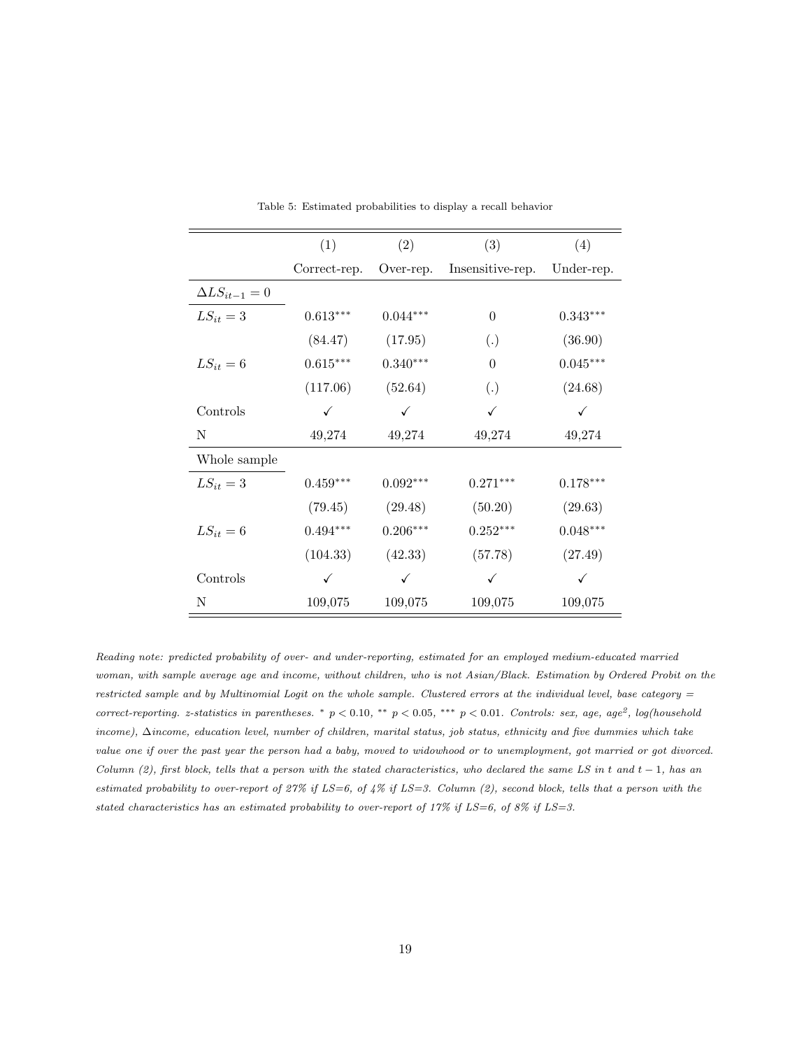Table 5: Estimated probabilities to display a recall behavior

| | (1) | (2) | (3) | (4) |
|---|---|---|---|---|
| | Correct-rep. | Over-rep. | Insensitive-rep. | Under-rep. |
| $\Delta LS_{it-1} = 0$ | | | | |
| $LS_{it} = 3$ | $0.613^{***}$ | $0.044^{***}$ | 0 | $0.343^{***}$ |
| | (84.47) | (17.95) | (.) | (36.90) |
| $LS_{it} = 6$ | $0.615^{***}$ | $0.340^{***}$ | 0 | $0.045^{***}$ |
| | (117.06) | (52.64) | (.) | (24.68) |
| Controls | ✓ | ✓ | ✓ | ✓ |
| N | 49,274 | 49,274 | 49,274 | 49,274 |
| Whole sample | | | | |
| $LS_{it} = 3$ | $0.459^{***}$ | $0.092^{***}$ | $0.271^{***}$ | $0.178^{***}$ |
| | (79.45) | (29.48) | (50.20) | (29.63) |
| $LS_{it} = 6$ | $0.494^{***}$ | $0.206^{***}$ | $0.252^{***}$ | $0.048^{***}$ |
| | (104.33) | (42.33) | (57.78) | (27.49) |
| Controls | ✓ | ✓ | ✓ | ✓ |
| N | 109,075 | 109,075 | 109,075 | 109,075 |

*Reading note: predicted probability of over- and under-reporting, estimated for an employed medium-educated married woman, with sample average age and income, without children, who is not Asian/Black. Estimation by Ordered Probit on the restricted sample and by Multinomial Logit on the whole sample. Clustered errors at the individual level, base category = correct-reporting. z-statistics in parentheses.* $^{*}$ $p < 0.10$, $^{**}$ $p < 0.05$, $^{***}$ $p < 0.01$. *Controls: sex, age, age*$^2$*, log(household income),* $\Delta$*income, education level, number of children, marital status, job status, ethnicity and five dummies which take value one if over the past year the person had a baby, moved to widowhood or to unemployment, got married or got divorced. Column (2), first block, tells that a person with the stated characteristics, who declared the same LS in* $t$ *and* $t-1$*, has an estimated probability to over-report of 27% if LS=6, of 4% if LS=3. Column (2), second block, tells that a person with the stated characteristics has an estimated probability to over-report of 17% if LS=6, of 8% if LS=3.*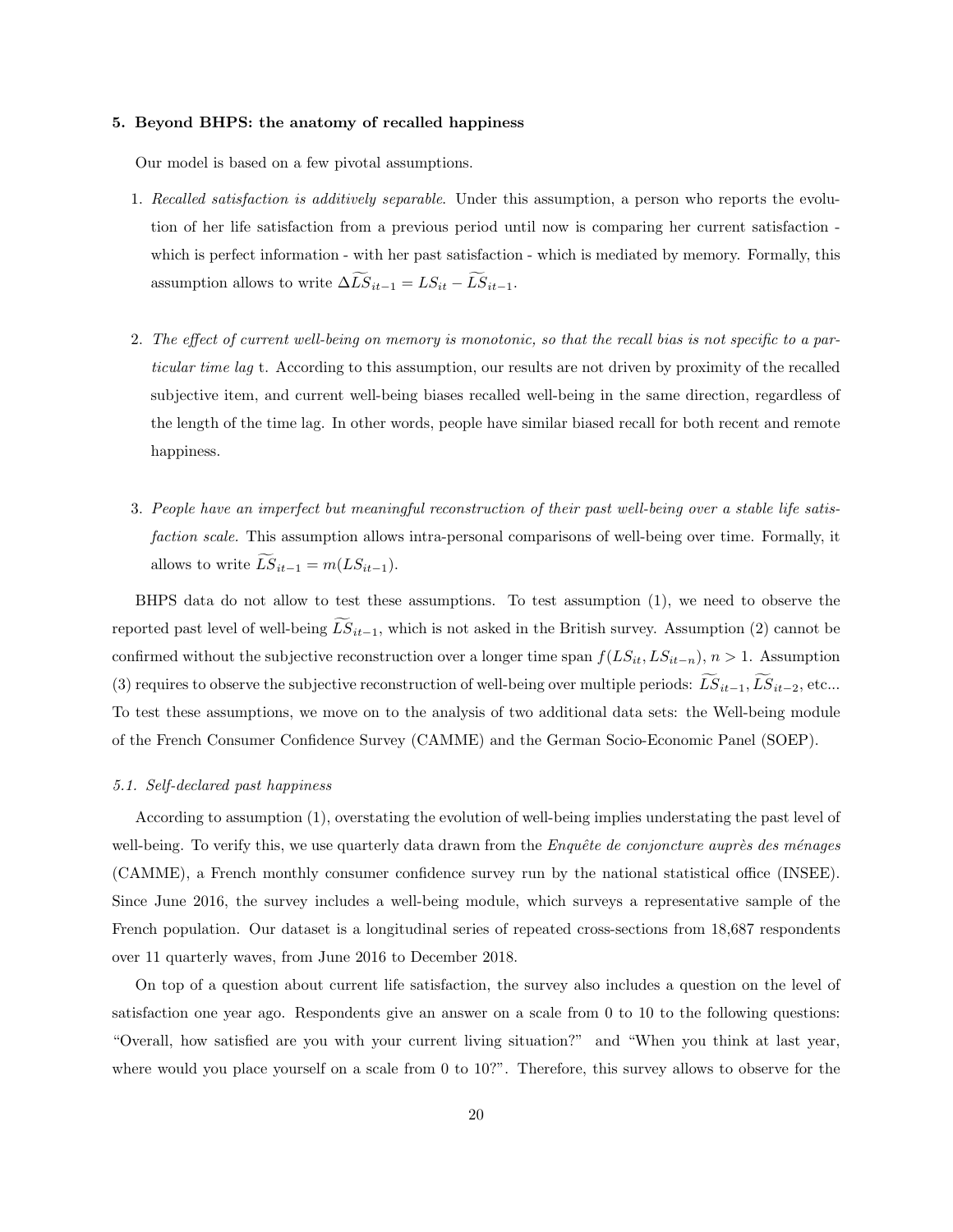### 5. Beyond BHPS: the anatomy of recalled happiness

Our model is based on a few pivotal assumptions.

1. *Recalled satisfaction is additively separable.* Under this assumption, a person who reports the evolution of her life satisfaction from a previous period until now is comparing her current satisfaction - which is perfect information - with her past satisfaction - which is mediated by memory. Formally, this assumption allows to write $\Delta\widetilde{LS}_{it-1} = LS_{it} - \widetilde{LS}_{it-1}$.

2. *The effect of current well-being on memory is monotonic, so that the recall bias is not specific to a particular time lag* t. According to this assumption, our results are not driven by proximity of the recalled subjective item, and current well-being biases recalled well-being in the same direction, regardless of the length of the time lag. In other words, people have similar biased recall for both recent and remote happiness.

3. *People have an imperfect but meaningful reconstruction of their past well-being over a stable life satisfaction scale.* This assumption allows intra-personal comparisons of well-being over time. Formally, it allows to write $\widetilde{LS}_{it-1} = m(LS_{it-1})$.

BHPS data do not allow to test these assumptions. To test assumption (1), we need to observe the reported past level of well-being $\widetilde{LS}_{it-1}$, which is not asked in the British survey. Assumption (2) cannot be confirmed without the subjective reconstruction over a longer time span $f(LS_{it}, LS_{it-n})$, $n > 1$. Assumption (3) requires to observe the subjective reconstruction of well-being over multiple periods: $\widetilde{LS}_{it-1}, \widetilde{LS}_{it-2}$, etc... To test these assumptions, we move on to the analysis of two additional data sets: the Well-being module of the French Consumer Confidence Survey (CAMME) and the German Socio-Economic Panel (SOEP).

#### 5.1. Self-declared past happiness

According to assumption (1), overstating the evolution of well-being implies understating the past level of well-being. To verify this, we use quarterly data drawn from the *Enquête de conjoncture auprès des ménages* (CAMME), a French monthly consumer confidence survey run by the national statistical office (INSEE). Since June 2016, the survey includes a well-being module, which surveys a representative sample of the French population. Our dataset is a longitudinal series of repeated cross-sections from 18,687 respondents over 11 quarterly waves, from June 2016 to December 2018.

On top of a question about current life satisfaction, the survey also includes a question on the level of satisfaction one year ago. Respondents give an answer on a scale from 0 to 10 to the following questions: "Overall, how satisfied are you with your current living situation?" and "When you think at last year, where would you place yourself on a scale from 0 to 10?". Therefore, this survey allows to observe for the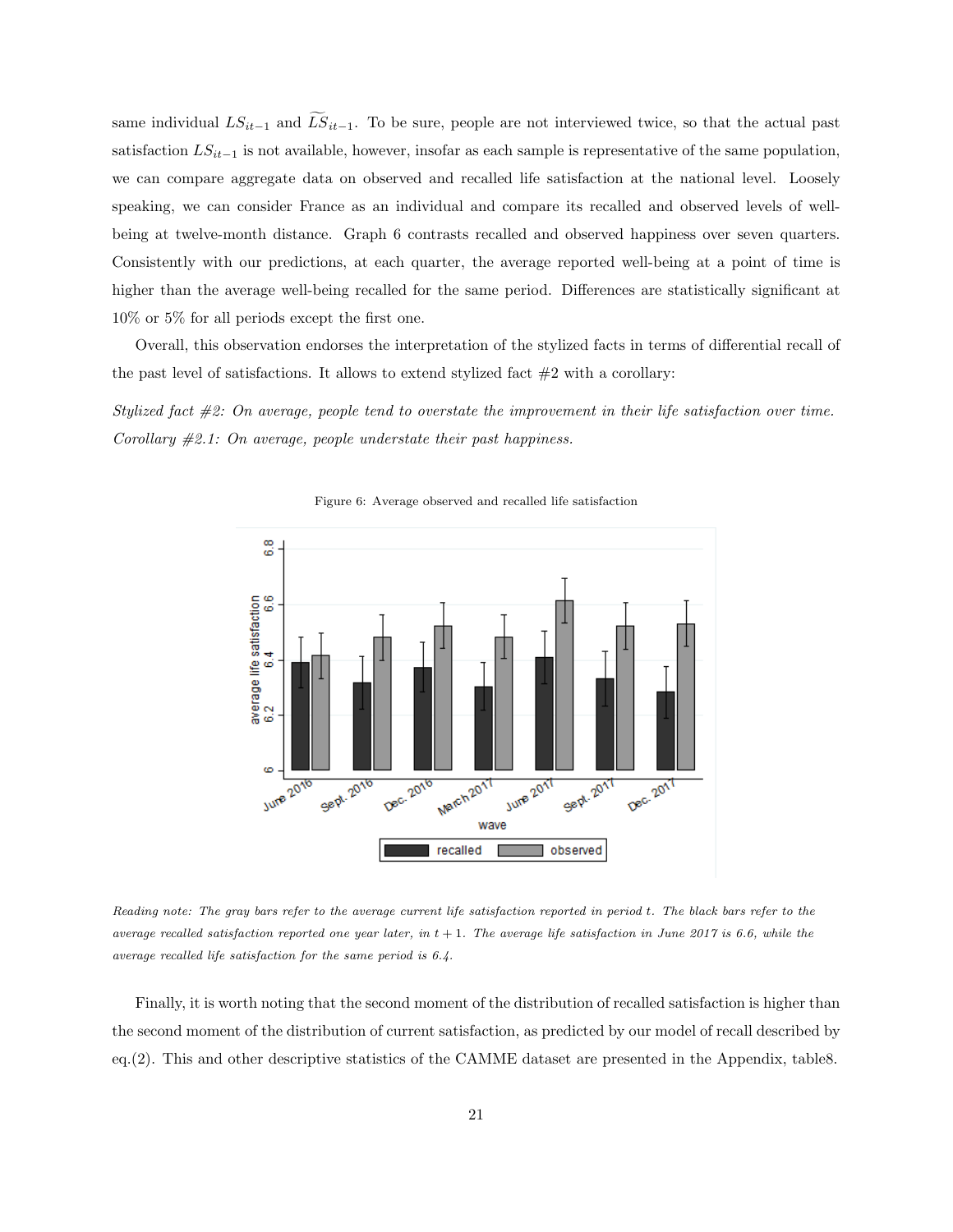same individual $LS_{it-1}$ and $\widetilde{LS}_{it-1}$. To be sure, people are not interviewed twice, so that the actual past satisfaction $LS_{it-1}$ is not available, however, insofar as each sample is representative of the same population, we can compare aggregate data on observed and recalled life satisfaction at the national level. Loosely speaking, we can consider France as an individual and compare its recalled and observed levels of well-being at twelve-month distance. Graph 6 contrasts recalled and observed happiness over seven quarters. Consistently with our predictions, at each quarter, the average reported well-being at a point of time is higher than the average well-being recalled for the same period. Differences are statistically significant at 10% or 5% for all periods except the first one.

Overall, this observation endorses the interpretation of the stylized facts in terms of differential recall of the past level of satisfactions. It allows to extend stylized fact #2 with a corollary:

*Stylized fact #2: On average, people tend to overstate the improvement in their life satisfaction over time.*
*Corollary #2.1: On average, people understate their past happiness.*

Figure 6: Average observed and recalled life satisfaction

*Reading note: The gray bars refer to the average current life satisfaction reported in period t. The black bars refer to the average recalled satisfaction reported one year later, in t + 1. The average life satisfaction in June 2017 is 6.6, while the average recalled life satisfaction for the same period is 6.4.*

Finally, it is worth noting that the second moment of the distribution of recalled satisfaction is higher than the second moment of the distribution of current satisfaction, as predicted by our model of recall described by eq.(2). This and other descriptive statistics of the CAMME dataset are presented in the Appendix, table8.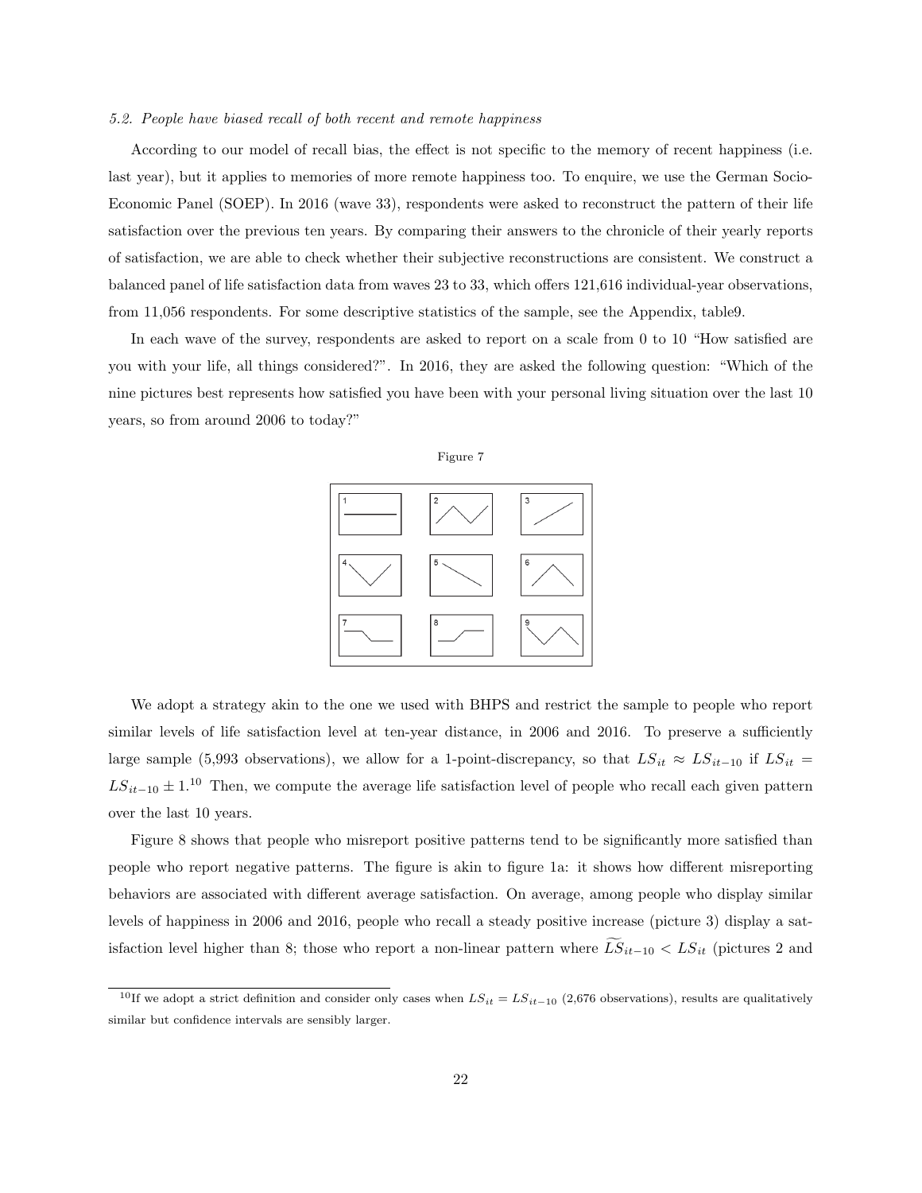*5.2. People have biased recall of both recent and remote happiness*

According to our model of recall bias, the effect is not specific to the memory of recent happiness (i.e. last year), but it applies to memories of more remote happiness too. To enquire, we use the German Socio-Economic Panel (SOEP). In 2016 (wave 33), respondents were asked to reconstruct the pattern of their life satisfaction over the previous ten years. By comparing their answers to the chronicle of their yearly reports of satisfaction, we are able to check whether their subjective reconstructions are consistent. We construct a balanced panel of life satisfaction data from waves 23 to 33, which offers 121,616 individual-year observations, from 11,056 respondents. For some descriptive statistics of the sample, see the Appendix, table9.

In each wave of the survey, respondents are asked to report on a scale from 0 to 10 "How satisfied are you with your life, all things considered?". In 2016, they are asked the following question: "Which of the nine pictures best represents how satisfied you have been with your personal living situation over the last 10 years, so from around 2006 to today?"

Figure 7

We adopt a strategy akin to the one we used with BHPS and restrict the sample to people who report similar levels of life satisfaction level at ten-year distance, in 2006 and 2016. To preserve a sufficiently large sample (5,993 observations), we allow for a 1-point-discrepancy, so that $LS_{it} \approx LS_{it-10}$ if $LS_{it} = LS_{it-10} \pm 1$.[10] Then, we compute the average life satisfaction level of people who recall each given pattern over the last 10 years.

Figure 8 shows that people who misreport positive patterns tend to be significantly more satisfied than people who report negative patterns. The figure is akin to figure 1a: it shows how different misreporting behaviors are associated with different average satisfaction. On average, among people who display similar levels of happiness in 2006 and 2016, people who recall a steady positive increase (picture 3) display a satisfaction level higher than 8; those who report a non-linear pattern where $\widetilde{LS}_{it-10} < LS_{it}$ (pictures 2 and

[10] If we adopt a strict definition and consider only cases when $LS_{it} = LS_{it-10}$ (2,676 observations), results are qualitatively similar but confidence intervals are sensibly larger.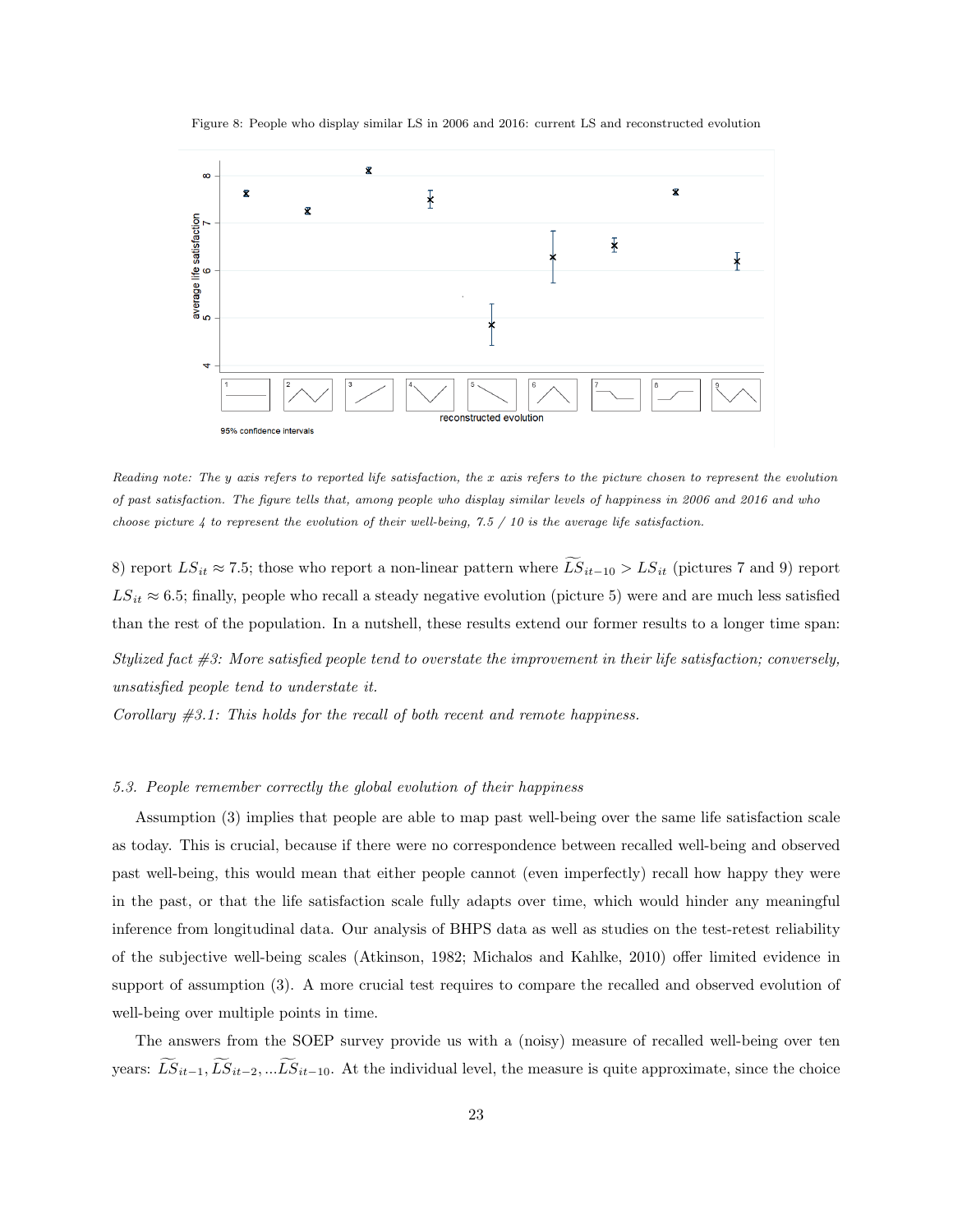Figure 8: People who display similar LS in 2006 and 2016: current LS and reconstructed evolution

*Reading note: The y axis refers to reported life satisfaction, the x axis refers to the picture chosen to represent the evolution of past satisfaction. The figure tells that, among people who display similar levels of happiness in 2006 and 2016 and who choose picture 4 to represent the evolution of their well-being, 7.5 / 10 is the average life satisfaction.*

8) report $LS_{it} \approx 7.5$; those who report a non-linear pattern where $\widetilde{LS}_{it-10} > LS_{it}$ (pictures 7 and 9) report $LS_{it} \approx 6.5$; finally, people who recall a steady negative evolution (picture 5) were and are much less satisfied than the rest of the population. In a nutshell, these results extend our former results to a longer time span:

*Stylized fact #3: More satisfied people tend to overstate the improvement in their life satisfaction; conversely, unsatisfied people tend to understate it.*

*Corollary #3.1: This holds for the recall of both recent and remote happiness.*

### *5.3. People remember correctly the global evolution of their happiness*

Assumption (3) implies that people are able to map past well-being over the same life satisfaction scale as today. This is crucial, because if there were no correspondence between recalled well-being and observed past well-being, this would mean that either people cannot (even imperfectly) recall how happy they were in the past, or that the life satisfaction scale fully adapts over time, which would hinder any meaningful inference from longitudinal data. Our analysis of BHPS data as well as studies on the test-retest reliability of the subjective well-being scales (Atkinson, 1982; Michalos and Kahlke, 2010) offer limited evidence in support of assumption (3). A more crucial test requires to compare the recalled and observed evolution of well-being over multiple points in time.

The answers from the SOEP survey provide us with a (noisy) measure of recalled well-being over ten years: $\widetilde{LS}_{it-1}, \widetilde{LS}_{it-2}, ...\widetilde{LS}_{it-10}$. At the individual level, the measure is quite approximate, since the choice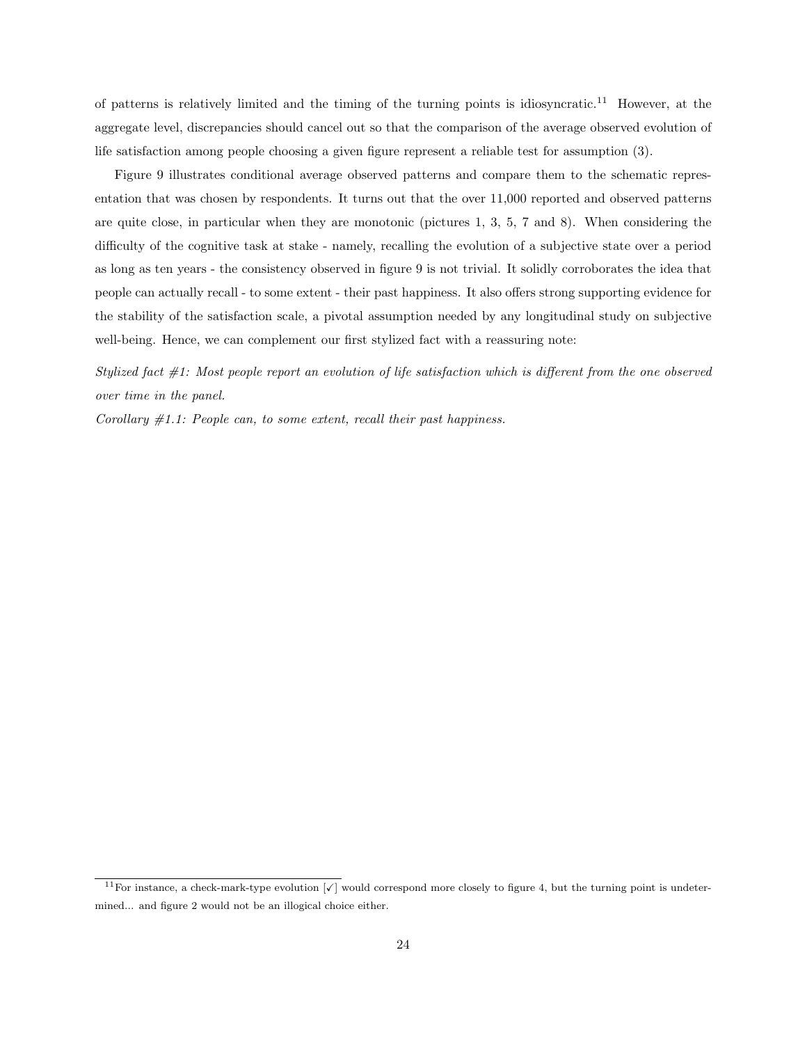of patterns is relatively limited and the timing of the turning points is idiosyncratic.[11] However, at the aggregate level, discrepancies should cancel out so that the comparison of the average observed evolution of life satisfaction among people choosing a given figure represent a reliable test for assumption (3).

Figure 9 illustrates conditional average observed patterns and compare them to the schematic representation that was chosen by respondents. It turns out that the over 11,000 reported and observed patterns are quite close, in particular when they are monotonic (pictures 1, 3, 5, 7 and 8). When considering the difficulty of the cognitive task at stake - namely, recalling the evolution of a subjective state over a period as long as ten years - the consistency observed in figure 9 is not trivial. It solidly corroborates the idea that people can actually recall - to some extent - their past happiness. It also offers strong supporting evidence for the stability of the satisfaction scale, a pivotal assumption needed by any longitudinal study on subjective well-being. Hence, we can complement our first stylized fact with a reassuring note:

*Stylized fact #1: Most people report an evolution of life satisfaction which is different from the one observed over time in the panel.*

*Corollary #1.1: People can, to some extent, recall their past happiness.*

[11] For instance, a check-mark-type evolution [✓] would correspond more closely to figure 4, but the turning point is undetermined... and figure 2 would not be an illogical choice either.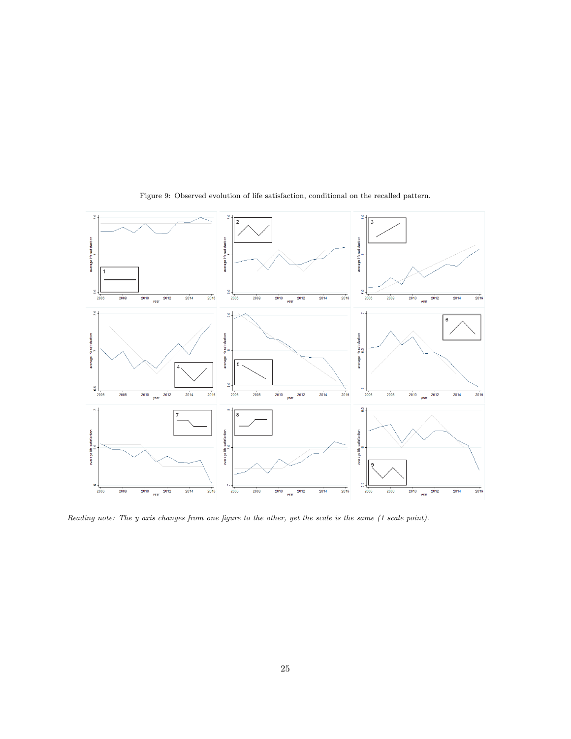Figure 9: Observed evolution of life satisfaction, conditional on the recalled pattern.

*Reading note: The y axis changes from one figure to the other, yet the scale is the same (1 scale point).*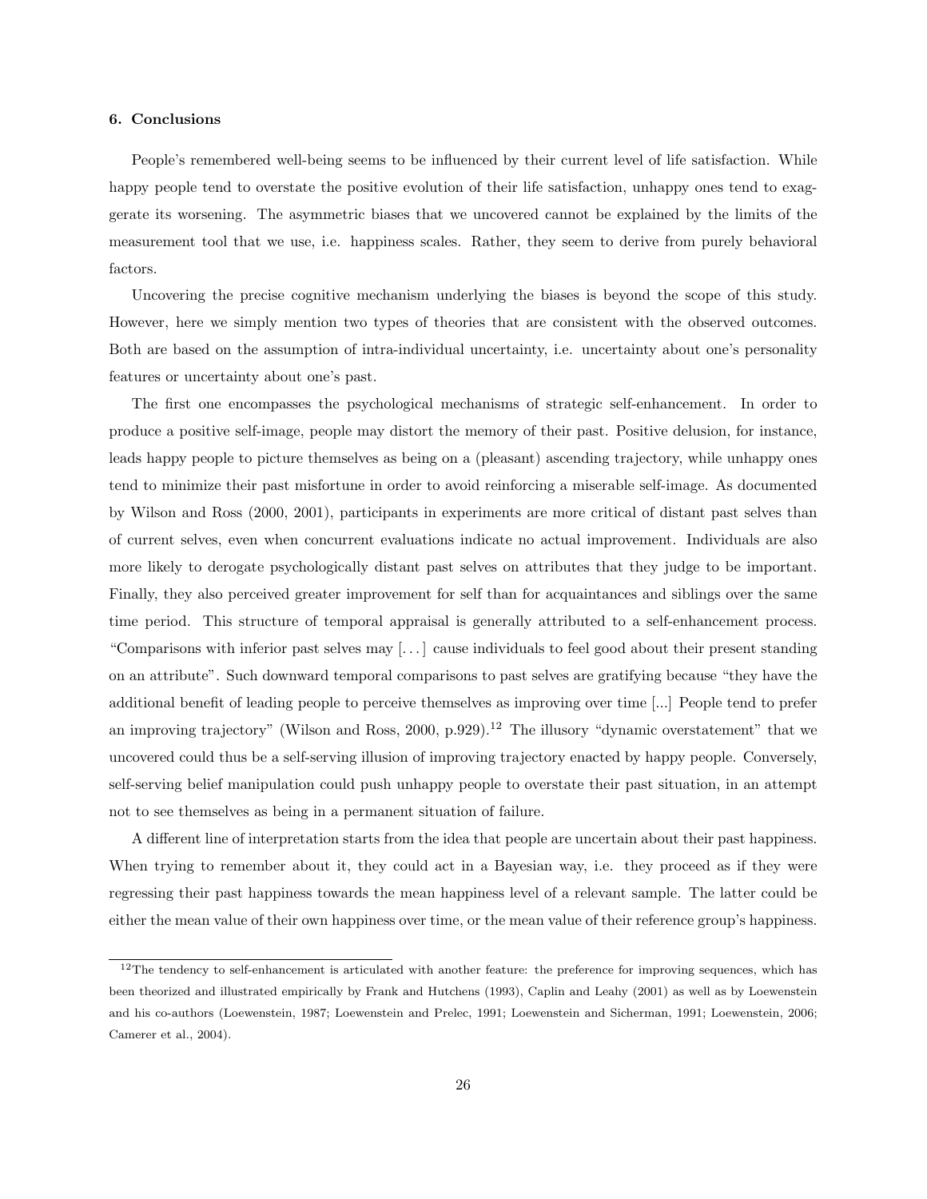### 6. Conclusions

People's remembered well-being seems to be influenced by their current level of life satisfaction. While happy people tend to overstate the positive evolution of their life satisfaction, unhappy ones tend to exaggerate its worsening. The asymmetric biases that we uncovered cannot be explained by the limits of the measurement tool that we use, i.e. happiness scales. Rather, they seem to derive from purely behavioral factors.

Uncovering the precise cognitive mechanism underlying the biases is beyond the scope of this study. However, here we simply mention two types of theories that are consistent with the observed outcomes. Both are based on the assumption of intra-individual uncertainty, i.e. uncertainty about one's personality features or uncertainty about one's past.

The first one encompasses the psychological mechanisms of strategic self-enhancement. In order to produce a positive self-image, people may distort the memory of their past. Positive delusion, for instance, leads happy people to picture themselves as being on a (pleasant) ascending trajectory, while unhappy ones tend to minimize their past misfortune in order to avoid reinforcing a miserable self-image. As documented by Wilson and Ross (2000, 2001), participants in experiments are more critical of distant past selves than of current selves, even when concurrent evaluations indicate no actual improvement. Individuals are also more likely to derogate psychologically distant past selves on attributes that they judge to be important. Finally, they also perceived greater improvement for self than for acquaintances and siblings over the same time period. This structure of temporal appraisal is generally attributed to a self-enhancement process. "Comparisons with inferior past selves may [...] cause individuals to feel good about their present standing on an attribute". Such downward temporal comparisons to past selves are gratifying because "they have the additional benefit of leading people to perceive themselves as improving over time [...] People tend to prefer an improving trajectory" (Wilson and Ross, 2000, p.929).[12] The illusory "dynamic overstatement" that we uncovered could thus be a self-serving illusion of improving trajectory enacted by happy people. Conversely, self-serving belief manipulation could push unhappy people to overstate their past situation, in an attempt not to see themselves as being in a permanent situation of failure.

A different line of interpretation starts from the idea that people are uncertain about their past happiness. When trying to remember about it, they could act in a Bayesian way, i.e. they proceed as if they were regressing their past happiness towards the mean happiness level of a relevant sample. The latter could be either the mean value of their own happiness over time, or the mean value of their reference group's happiness.

[12] The tendency to self-enhancement is articulated with another feature: the preference for improving sequences, which has been theorized and illustrated empirically by Frank and Hutchens (1993), Caplin and Leahy (2001) as well as by Loewenstein and his co-authors (Loewenstein, 1987; Loewenstein and Prelec, 1991; Loewenstein and Sicherman, 1991; Loewenstein, 2006; Camerer et al., 2004).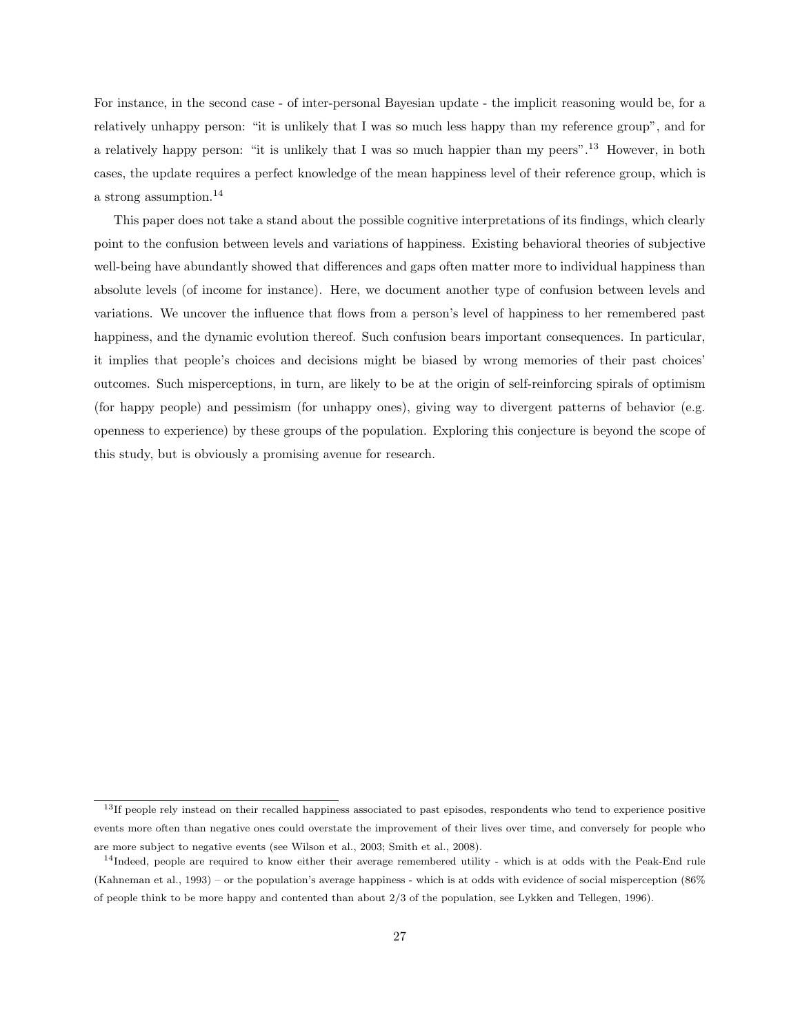For instance, in the second case - of inter-personal Bayesian update - the implicit reasoning would be, for a relatively unhappy person: "it is unlikely that I was so much less happy than my reference group", and for a relatively happy person: "it is unlikely that I was so much happier than my peers".[13] However, in both cases, the update requires a perfect knowledge of the mean happiness level of their reference group, which is a strong assumption.[14]

This paper does not take a stand about the possible cognitive interpretations of its findings, which clearly point to the confusion between levels and variations of happiness. Existing behavioral theories of subjective well-being have abundantly showed that differences and gaps often matter more to individual happiness than absolute levels (of income for instance). Here, we document another type of confusion between levels and variations. We uncover the influence that flows from a person's level of happiness to her remembered past happiness, and the dynamic evolution thereof. Such confusion bears important consequences. In particular, it implies that people's choices and decisions might be biased by wrong memories of their past choices' outcomes. Such misperceptions, in turn, are likely to be at the origin of self-reinforcing spirals of optimism (for happy people) and pessimism (for unhappy ones), giving way to divergent patterns of behavior (e.g. openness to experience) by these groups of the population. Exploring this conjecture is beyond the scope of this study, but is obviously a promising avenue for research.

[13] If people rely instead on their recalled happiness associated to past episodes, respondents who tend to experience positive events more often than negative ones could overstate the improvement of their lives over time, and conversely for people who are more subject to negative events (see Wilson et al., 2003; Smith et al., 2008).

[14] Indeed, people are required to know either their average remembered utility - which is at odds with the Peak-End rule (Kahneman et al., 1993) – or the population's average happiness - which is at odds with evidence of social misperception (86% of people think to be more happy and contented than about 2/3 of the population, see Lykken and Tellegen, 1996).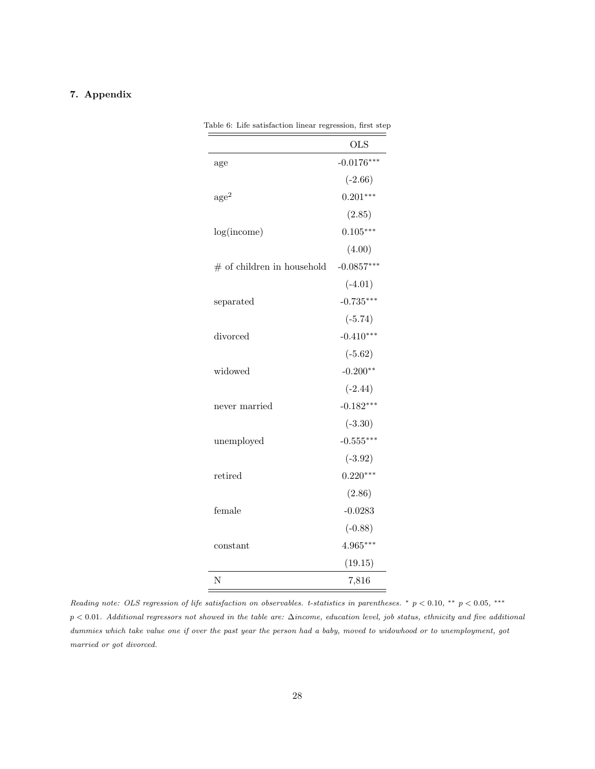## 7. Appendix

Table 6: Life satisfaction linear regression, first step

| | OLS |
|---|---|
| age | -0.0176*** |
| | (-2.66) |
| $age^2$ | 0.201*** |
| | (2.85) |
| log(income) | 0.105*** |
| | (4.00) |
| # of children in household | -0.0857*** |
| | (-4.01) |
| separated | -0.735*** |
| | (-5.74) |
| divorced | -0.410*** |
| | (-5.62) |
| widowed | -0.200** |
| | (-2.44) |
| never married | -0.182*** |
| | (-3.30) |
| unemployed | -0.555*** |
| | (-3.92) |
| retired | 0.220*** |
| | (2.86) |
| female | -0.0283 |
| | (-0.88) |
| constant | 4.965*** |
| | (19.15) |
| N | 7,816 |

*Reading note: OLS regression of life satisfaction on observables. t-statistics in parentheses.* * $p < 0.10$, ** $p < 0.05$, *** $p < 0.01$. *Additional regressors not showed in the table are:* $\Delta$*income, education level, job status, ethnicity and five additional dummies which take value one if over the past year the person had a baby, moved to widowhood or to unemployment, got married or got divorced.*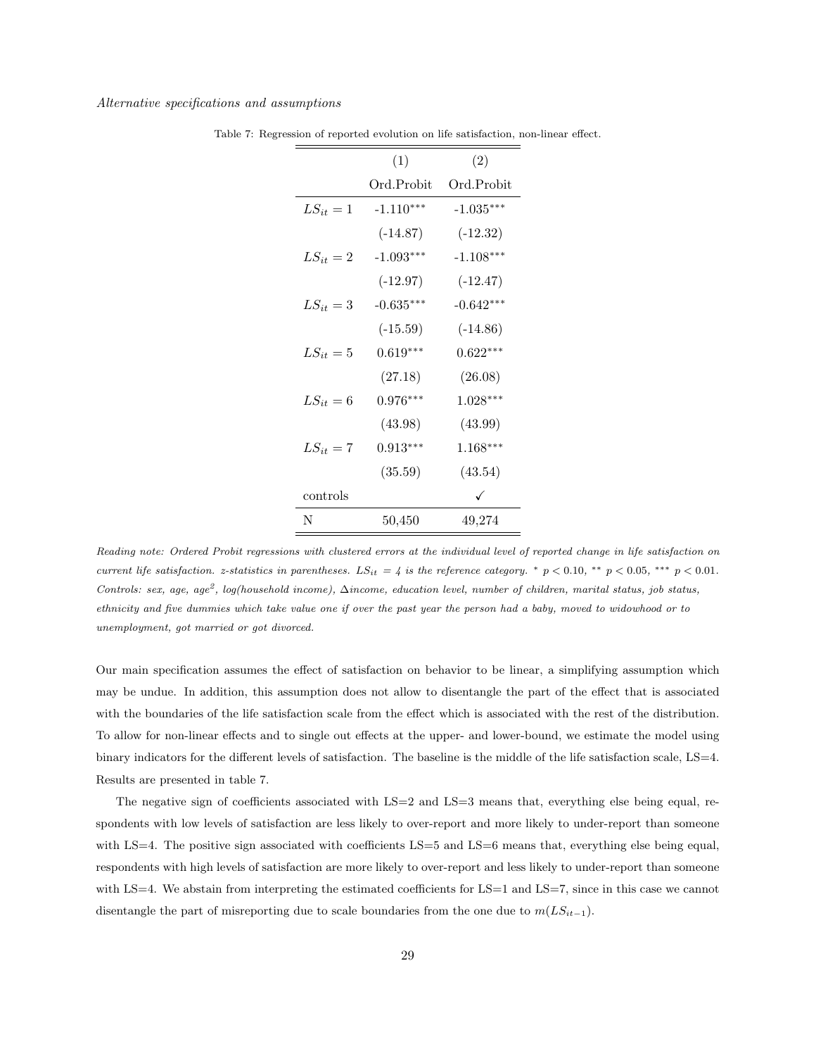*Alternative specifications and assumptions*

Table 7: Regression of reported evolution on life satisfaction, non-linear effect.

| | (1) | (2) |
|---|---|---|
| | Ord.Probit | Ord.Probit |
| $LS_{it} = 1$ | -1.110*** | -1.035*** |
| | (-14.87) | (-12.32) |
| $LS_{it} = 2$ | -1.093*** | -1.108*** |
| | (-12.97) | (-12.47) |
| $LS_{it} = 3$ | -0.635*** | -0.642*** |
| | (-15.59) | (-14.86) |
| $LS_{it} = 5$ | 0.619*** | 0.622*** |
| | (27.18) | (26.08) |
| $LS_{it} = 6$ | 0.976*** | 1.028*** |
| | (43.98) | (43.99) |
| $LS_{it} = 7$ | 0.913*** | 1.168*** |
| | (35.59) | (43.54) |
| controls | | ✓ |
| N | 50,450 | 49,274 |

*Reading note: Ordered Probit regressions with clustered errors at the individual level of reported change in life satisfaction on current life satisfaction. z-statistics in parentheses. $LS_{it} = 4$ is the reference category.* * $p < 0.10$, ** $p < 0.05$, *** $p < 0.01$. *Controls: sex, age, age$^2$, log(household income), $\Delta$income, education level, number of children, marital status, job status, ethnicity and five dummies which take value one if over the past year the person had a baby, moved to widowhood or to unemployment, got married or got divorced.*

Our main specification assumes the effect of satisfaction on behavior to be linear, a simplifying assumption which may be undue. In addition, this assumption does not allow to disentangle the part of the effect that is associated with the boundaries of the life satisfaction scale from the effect which is associated with the rest of the distribution. To allow for non-linear effects and to single out effects at the upper- and lower-bound, we estimate the model using binary indicators for the different levels of satisfaction. The baseline is the middle of the life satisfaction scale, LS=4. Results are presented in table 7.

The negative sign of coefficients associated with LS=2 and LS=3 means that, everything else being equal, respondents with low levels of satisfaction are less likely to over-report and more likely to under-report than someone with LS=4. The positive sign associated with coefficients LS=5 and LS=6 means that, everything else being equal, respondents with high levels of satisfaction are more likely to over-report and less likely to under-report than someone with LS=4. We abstain from interpreting the estimated coefficients for LS=1 and LS=7, since in this case we cannot disentangle the part of misreporting due to scale boundaries from the one due to $m(LS_{it-1})$.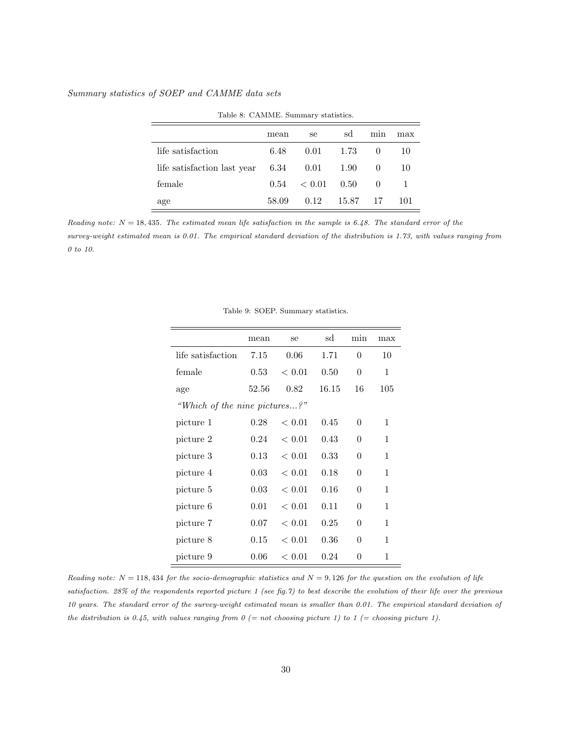*Summary statistics of SOEP and CAMME data sets*

Table 8: CAMME. Summary statistics.

| | mean | se | sd | min | max |
|---|---|---|---|---|---|
| life satisfaction | 6.48 | 0.01 | 1.73 | 0 | 10 |
| life satisfaction last year | 6.34 | 0.01 | 1.90 | 0 | 10 |
| female | 0.54 | < 0.01 | 0.50 | 0 | 1 |
| age | 58.09 | 0.12 | 15.87 | 17 | 101 |

*Reading note: $N = 18,435$. The estimated mean life satisfaction in the sample is 6.48. The standard error of the survey-weight estimated mean is 0.01. The empirical standard deviation of the distribution is 1.73, with values ranging from 0 to 10.*

Table 9: SOEP. Summary statistics.

| | mean | se | sd | min | max |
|---|---|---|---|---|---|
| life satisfaction | 7.15 | 0.06 | 1.71 | 0 | 10 |
| female | 0.53 | < 0.01 | 0.50 | 0 | 1 |
| age | 52.56 | 0.82 | 16.15 | 16 | 105 |
| *"Which of the nine pictures...?"* | | | | | |
| picture 1 | 0.28 | < 0.01 | 0.45 | 0 | 1 |
| picture 2 | 0.24 | < 0.01 | 0.43 | 0 | 1 |
| picture 3 | 0.13 | < 0.01 | 0.33 | 0 | 1 |
| picture 4 | 0.03 | < 0.01 | 0.18 | 0 | 1 |
| picture 5 | 0.03 | < 0.01 | 0.16 | 0 | 1 |
| picture 6 | 0.01 | < 0.01 | 0.11 | 0 | 1 |
| picture 7 | 0.07 | < 0.01 | 0.25 | 0 | 1 |
| picture 8 | 0.15 | < 0.01 | 0.36 | 0 | 1 |
| picture 9 | 0.06 | < 0.01 | 0.24 | 0 | 1 |

*Reading note: $N = 118,434$ for the socio-demographic statistics and $N = 9,126$ for the question on the evolution of life satisfaction. 28% of the respondents reported picture 1 (see fig.7) to best describe the evolution of their life over the previous 10 years. The standard error of the survey-weight estimated mean is smaller than 0.01. The empirical standard deviation of the distribution is 0.45, with values ranging from 0 (= not choosing picture 1) to 1 (= choosing picture 1).*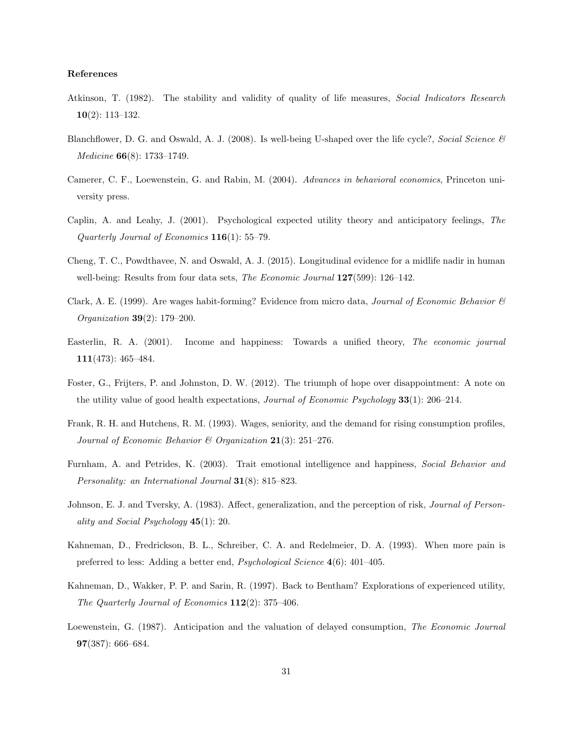### References

Atkinson, T. (1982). The stability and validity of quality of life measures, *Social Indicators Research* **10**(2): 113–132.

Blanchflower, D. G. and Oswald, A. J. (2008). Is well-being U-shaped over the life cycle?, *Social Science & Medicine* **66**(8): 1733–1749.

Camerer, C. F., Loewenstein, G. and Rabin, M. (2004). *Advances in behavioral economics*, Princeton university press.

Caplin, A. and Leahy, J. (2001). Psychological expected utility theory and anticipatory feelings, *The Quarterly Journal of Economics* **116**(1): 55–79.

Cheng, T. C., Powdthavee, N. and Oswald, A. J. (2015). Longitudinal evidence for a midlife nadir in human well-being: Results from four data sets, *The Economic Journal* **127**(599): 126–142.

Clark, A. E. (1999). Are wages habit-forming? Evidence from micro data, *Journal of Economic Behavior & Organization* **39**(2): 179–200.

Easterlin, R. A. (2001). Income and happiness: Towards a unified theory, *The economic journal* **111**(473): 465–484.

Foster, G., Frijters, P. and Johnston, D. W. (2012). The triumph of hope over disappointment: A note on the utility value of good health expectations, *Journal of Economic Psychology* **33**(1): 206–214.

Frank, R. H. and Hutchens, R. M. (1993). Wages, seniority, and the demand for rising consumption profiles, *Journal of Economic Behavior & Organization* **21**(3): 251–276.

Furnham, A. and Petrides, K. (2003). Trait emotional intelligence and happiness, *Social Behavior and Personality: an International Journal* **31**(8): 815–823.

Johnson, E. J. and Tversky, A. (1983). Affect, generalization, and the perception of risk, *Journal of Personality and Social Psychology* **45**(1): 20.

Kahneman, D., Fredrickson, B. L., Schreiber, C. A. and Redelmeier, D. A. (1993). When more pain is preferred to less: Adding a better end, *Psychological Science* **4**(6): 401–405.

Kahneman, D., Wakker, P. P. and Sarin, R. (1997). Back to Bentham? Explorations of experienced utility, *The Quarterly Journal of Economics* **112**(2): 375–406.

Loewenstein, G. (1987). Anticipation and the valuation of delayed consumption, *The Economic Journal* **97**(387): 666–684.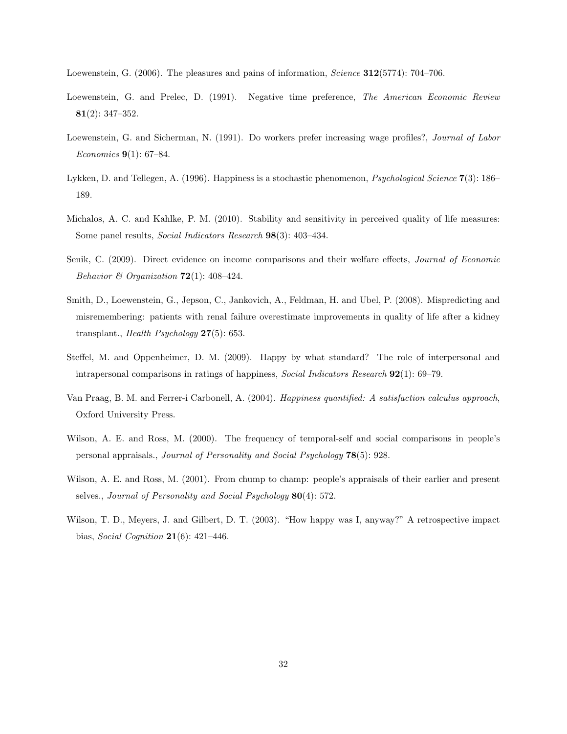Loewenstein, G. (2006). The pleasures and pains of information, *Science* **312**(5774): 704–706.

Loewenstein, G. and Prelec, D. (1991). Negative time preference, *The American Economic Review* **81**(2): 347–352.

Loewenstein, G. and Sicherman, N. (1991). Do workers prefer increasing wage profiles?, *Journal of Labor Economics* **9**(1): 67–84.

Lykken, D. and Tellegen, A. (1996). Happiness is a stochastic phenomenon, *Psychological Science* **7**(3): 186–189.

Michalos, A. C. and Kahlke, P. M. (2010). Stability and sensitivity in perceived quality of life measures: Some panel results, *Social Indicators Research* **98**(3): 403–434.

Senik, C. (2009). Direct evidence on income comparisons and their welfare effects, *Journal of Economic Behavior & Organization* **72**(1): 408–424.

Smith, D., Loewenstein, G., Jepson, C., Jankovich, A., Feldman, H. and Ubel, P. (2008). Mispredicting and misremembering: patients with renal failure overestimate improvements in quality of life after a kidney transplant., *Health Psychology* **27**(5): 653.

Steffel, M. and Oppenheimer, D. M. (2009). Happy by what standard? The role of interpersonal and intrapersonal comparisons in ratings of happiness, *Social Indicators Research* **92**(1): 69–79.

Van Praag, B. M. and Ferrer-i Carbonell, A. (2004). *Happiness quantified: A satisfaction calculus approach*, Oxford University Press.

Wilson, A. E. and Ross, M. (2000). The frequency of temporal-self and social comparisons in people's personal appraisals., *Journal of Personality and Social Psychology* **78**(5): 928.

Wilson, A. E. and Ross, M. (2001). From chump to champ: people's appraisals of their earlier and present selves., *Journal of Personality and Social Psychology* **80**(4): 572.

Wilson, T. D., Meyers, J. and Gilbert, D. T. (2003). "How happy was I, anyway?" A retrospective impact bias, *Social Cognition* **21**(6): 421–446.